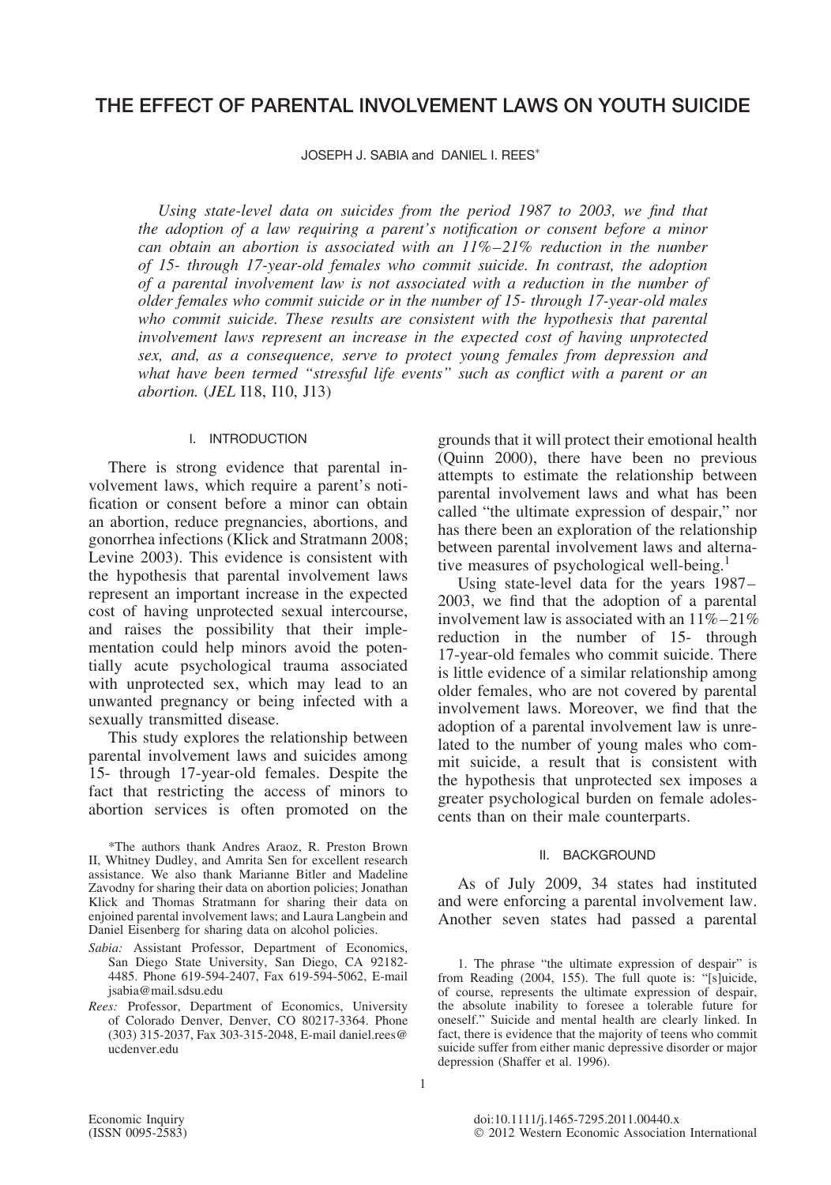# THE EFFECT OF PARENTAL INVOLVEMENT LAWS ON YOUTH SUICIDE

JOSEPH J. SABIA and DANIEL I. REES*

*Using state-level data on suicides from the period 1987 to 2003, we find that the adoption of a law requiring a parent's notification or consent before a minor can obtain an abortion is associated with an 11%–21% reduction in the number of 15- through 17-year-old females who commit suicide. In contrast, the adoption of a parental involvement law is not associated with a reduction in the number of older females who commit suicide or in the number of 15- through 17-year-old males who commit suicide. These results are consistent with the hypothesis that parental involvement laws represent an increase in the expected cost of having unprotected sex, and, as a consequence, serve to protect young females from depression and what have been termed "stressful life events" such as conflict with a parent or an abortion.* (*JEL* I18, I10, J13)

## I. INTRODUCTION

There is strong evidence that parental involvement laws, which require a parent's notification or consent before a minor can obtain an abortion, reduce pregnancies, abortions, and gonorrhea infections (Klick and Stratmann 2008; Levine 2003). This evidence is consistent with the hypothesis that parental involvement laws represent an important increase in the expected cost of having unprotected sexual intercourse, and raises the possibility that their implementation could help minors avoid the potentially acute psychological trauma associated with unprotected sex, which may lead to an unwanted pregnancy or being infected with a sexually transmitted disease.

This study explores the relationship between parental involvement laws and suicides among 15- through 17-year-old females. Despite the fact that restricting the access of minors to abortion services is often promoted on the grounds that it will protect their emotional health (Quinn 2000), there have been no previous attempts to estimate the relationship between parental involvement laws and what has been called "the ultimate expression of despair," nor has there been an exploration of the relationship between parental involvement laws and alternative measures of psychological well-being.[1]

Using state-level data for the years 1987–2003, we find that the adoption of a parental involvement law is associated with an 11%–21% reduction in the number of 15- through 17-year-old females who commit suicide. There is little evidence of a similar relationship among older females, who are not covered by parental involvement laws. Moreover, we find that the adoption of a parental involvement law is unrelated to the number of young males who commit suicide, a result that is consistent with the hypothesis that unprotected sex imposes a greater psychological burden on female adolescents than on their male counterparts.

## II. BACKGROUND

As of July 2009, 34 states had instituted and were enforcing a parental involvement law. Another seven states had passed a parental

---

*The authors thank Andres Araoz, R. Preston Brown II, Whitney Dudley, and Amrita Sen for excellent research assistance. We also thank Marianne Bitler and Madeline Zavodny for sharing their data on abortion policies; Jonathan Klick and Thomas Stratmann for sharing their data on enjoined parental involvement laws; and Laura Langbein and Daniel Eisenberg for sharing data on alcohol policies.

*Sabia:* Assistant Professor, Department of Economics, San Diego State University, San Diego, CA 92182-4485. Phone 619-594-2407, Fax 619-594-5062, E-mail jsabia@mail.sdsu.edu

*Rees:* Professor, Department of Economics, University of Colorado Denver, Denver, CO 80217-3364. Phone (303) 315-2037, Fax 303-315-2048, E-mail daniel.rees@ucdenver.edu

1. The phrase "the ultimate expression of despair" is from Reading (2004, 155). The full quote is: "[s]uicide, of course, represents the ultimate expression of despair, the absolute inability to foresee a tolerable future for oneself." Suicide and mental health are clearly linked. In fact, there is evidence that the majority of teens who commit suicide suffer from either manic depressive disorder or major depression (Shaffer et al. 1996).

Economic Inquiry (ISSN 0095-2583)

doi:10.1111/j.1465-7295.2011.00440.x
© 2012 Western Economic Association International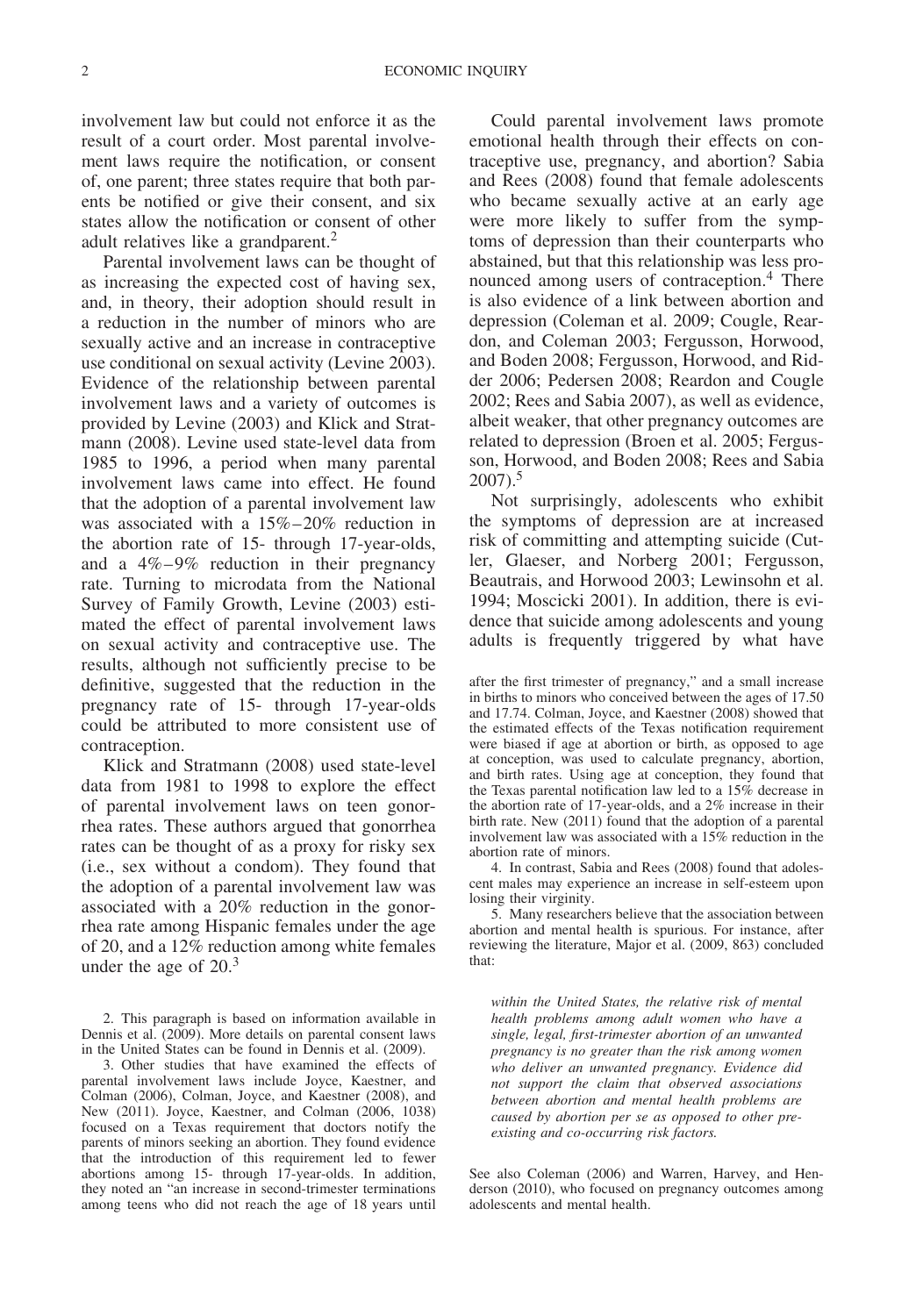involvement law but could not enforce it as the result of a court order. Most parental involvement laws require the notification, or consent of, one parent; three states require that both parents be notified or give their consent, and six states allow the notification or consent of other adult relatives like a grandparent.[2]

Parental involvement laws can be thought of as increasing the expected cost of having sex, and, in theory, their adoption should result in a reduction in the number of minors who are sexually active and an increase in contraceptive use conditional on sexual activity (Levine 2003). Evidence of the relationship between parental involvement laws and a variety of outcomes is provided by Levine (2003) and Klick and Stratmann (2008). Levine used state-level data from 1985 to 1996, a period when many parental involvement laws came into effect. He found that the adoption of a parental involvement law was associated with a 15%–20% reduction in the abortion rate of 15- through 17-year-olds, and a 4%–9% reduction in their pregnancy rate. Turning to microdata from the National Survey of Family Growth, Levine (2003) estimated the effect of parental involvement laws on sexual activity and contraceptive use. The results, although not sufficiently precise to be definitive, suggested that the reduction in the pregnancy rate of 15- through 17-year-olds could be attributed to more consistent use of contraception.

Klick and Stratmann (2008) used state-level data from 1981 to 1998 to explore the effect of parental involvement laws on teen gonorrhea rates. These authors argued that gonorrhea rates can be thought of as a proxy for risky sex (i.e., sex without a condom). They found that the adoption of a parental involvement law was associated with a 20% reduction in the gonorrhea rate among Hispanic females under the age of 20, and a 12% reduction among white females under the age of 20.[3]

Could parental involvement laws promote emotional health through their effects on contraceptive use, pregnancy, and abortion? Sabia and Rees (2008) found that female adolescents who became sexually active at an early age were more likely to suffer from the symptoms of depression than their counterparts who abstained, but that this relationship was less pronounced among users of contraception.[4] There is also evidence of a link between abortion and depression (Coleman et al. 2009; Cougle, Reardon, and Coleman 2003; Fergusson, Horwood, and Boden 2008; Fergusson, Horwood, and Ridder 2006; Pedersen 2008; Reardon and Cougle 2002; Rees and Sabia 2007), as well as evidence, albeit weaker, that other pregnancy outcomes are related to depression (Broen et al. 2005; Fergusson, Horwood, and Boden 2008; Rees and Sabia 2007).[5]

Not surprisingly, adolescents who exhibit the symptoms of depression are at increased risk of committing and attempting suicide (Cutler, Glaeser, and Norberg 2001; Fergusson, Beautrais, and Horwood 2003; Lewinsohn et al. 1994; Moscicki 2001). In addition, there is evidence that suicide among adolescents and young adults is frequently triggered by what have

2. This paragraph is based on information available in Dennis et al. (2009). More details on parental consent laws in the United States can be found in Dennis et al. (2009).

3. Other studies that have examined the effects of parental involvement laws include Joyce, Kaestner, and Colman (2006), Colman, Joyce, and Kaestner (2008), and New (2011). Joyce, Kaestner, and Colman (2006, 1038) focused on a Texas requirement that doctors notify the parents of minors seeking an abortion. They found evidence that the introduction of this requirement led to fewer abortions among 15- through 17-year-olds. In addition, they noted an "an increase in second-trimester terminations among teens who did not reach the age of 18 years until after the first trimester of pregnancy," and a small increase in births to minors who conceived between the ages of 17.50 and 17.74. Colman, Joyce, and Kaestner (2008) showed that the estimated effects of the Texas notification requirement were biased if age at abortion or birth, as opposed to age at conception, was used to calculate pregnancy, abortion, and birth rates. Using age at conception, they found that the Texas parental notification law led to a 15% decrease in the abortion rate of 17-year-olds, and a 2% increase in their birth rate. New (2011) found that the adoption of a parental involvement law was associated with a 15% reduction in the abortion rate of minors.

4. In contrast, Sabia and Rees (2008) found that adolescent males may experience an increase in self-esteem upon losing their virginity.

5. Many researchers believe that the association between abortion and mental health is spurious. For instance, after reviewing the literature, Major et al. (2009, 863) concluded that:

> *within the United States, the relative risk of mental health problems among adult women who have a single, legal, first-trimester abortion of an unwanted pregnancy is no greater than the risk among women who deliver an unwanted pregnancy. Evidence did not support the claim that observed associations between abortion and mental health problems are caused by abortion per se as opposed to other preexisting and co-occurring risk factors.*

See also Coleman (2006) and Warren, Harvey, and Henderson (2010), who focused on pregnancy outcomes among adolescents and mental health.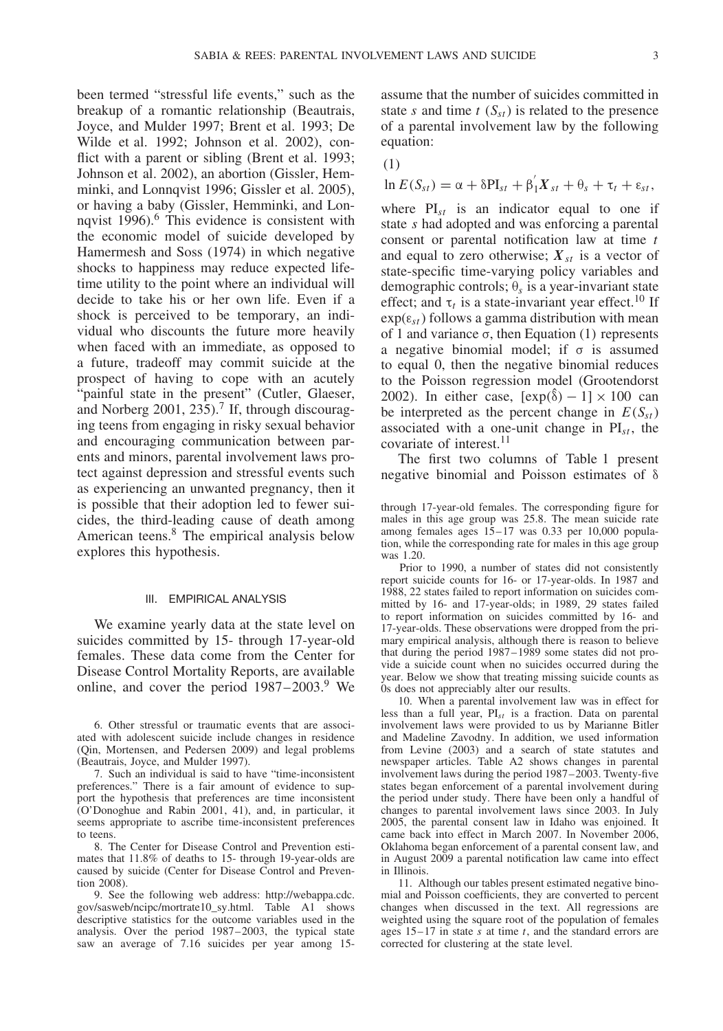been termed "stressful life events," such as the breakup of a romantic relationship (Beautrais, Joyce, and Mulder 1997; Brent et al. 1993; De Wilde et al. 1992; Johnson et al. 2002), conflict with a parent or sibling (Brent et al. 1993; Johnson et al. 2002), an abortion (Gissler, Hemminki, and Lonnqvist 1996; Gissler et al. 2005), or having a baby (Gissler, Hemminki, and Lonnqvist 1996).[6] This evidence is consistent with the economic model of suicide developed by Hamermesh and Soss (1974) in which negative shocks to happiness may reduce expected lifetime utility to the point where an individual will decide to take his or her own life. Even if a shock is perceived to be temporary, an individual who discounts the future more heavily when faced with an immediate, as opposed to a future, tradeoff may commit suicide at the prospect of having to cope with an acutely "painful state in the present" (Cutler, Glaeser, and Norberg 2001, 235).[7] If, through discouraging teens from engaging in risky sexual behavior and encouraging communication between parents and minors, parental involvement laws protect against depression and stressful events such as experiencing an unwanted pregnancy, then it is possible that their adoption led to fewer suicides, the third-leading cause of death among American teens.[8] The empirical analysis below explores this hypothesis.

## III. EMPIRICAL ANALYSIS

We examine yearly data at the state level on suicides committed by 15- through 17-year-old females. These data come from the Center for Disease Control Mortality Reports, are available online, and cover the period 1987–2003.[9] We assume that the number of suicides committed in state $s$ and time $t$ ($S_{st}$) is related to the presence of a parental involvement law by the following equation:

$$\ln E(S_{st}) = \alpha + \delta \mathrm{PI}_{st} + \beta_1^{'} \boldsymbol{X}_{st} + \theta_s + \tau_t + \varepsilon_{st}, \tag{1}$$

where $\mathrm{PI}_{st}$ is an indicator equal to one if state $s$ had adopted and was enforcing a parental consent or parental notification law at time $t$ and equal to zero otherwise; $\boldsymbol{X}_{st}$ is a vector of state-specific time-varying policy variables and demographic controls; $\theta_s$ is a year-invariant state effect; and $\tau_t$ is a state-invariant year effect.[10] If $\exp(\varepsilon_{st})$ follows a gamma distribution with mean of 1 and variance $\sigma$, then Equation (1) represents a negative binomial model; if $\sigma$ is assumed to equal 0, then the negative binomial reduces to the Poisson regression model (Grootendorst 2002). In either case, $[\exp(\hat{\delta}) - 1] \times 100$ can be interpreted as the percent change in $E(S_{st})$ associated with a one-unit change in $\mathrm{PI}_{st}$, the covariate of interest.[11]

The first two columns of Table 1 present negative binomial and Poisson estimates of $\delta$

---

6. Other stressful or traumatic events that are associated with adolescent suicide include changes in residence (Qin, Mortensen, and Pedersen 2009) and legal problems (Beautrais, Joyce, and Mulder 1997).

7. Such an individual is said to have "time-inconsistent preferences." There is a fair amount of evidence to support the hypothesis that preferences are time inconsistent (O'Donoghue and Rabin 2001, 41), and, in particular, it seems appropriate to ascribe time-inconsistent preferences to teens.

8. The Center for Disease Control and Prevention estimates that 11.8% of deaths to 15- through 19-year-olds are caused by suicide (Center for Disease Control and Prevention 2008).

9. See the following web address: http://webappa.cdc.gov/sasweb/ncipc/mortrate10_sy.html. Table A1 shows descriptive statistics for the outcome variables used in the analysis. Over the period 1987–2003, the typical state saw an average of 7.16 suicides per year among 15- through 17-year-old females. The corresponding figure for males in this age group was 25.8. The mean suicide rate among females ages 15–17 was 0.33 per 10,000 population, while the corresponding rate for males in this age group was 1.20.

Prior to 1990, a number of states did not consistently report suicide counts for 16- or 17-year-olds. In 1987 and 1988, 22 states failed to report information on suicides committed by 16- and 17-year-olds; in 1989, 29 states failed to report information on suicides committed by 16- and 17-year-olds. These observations were dropped from the primary empirical analysis, although there is reason to believe that during the period 1987–1989 some states did not provide a suicide count when no suicides occurred during the year. Below we show that treating missing suicide counts as 0s does not appreciably alter our results.

10. When a parental involvement law was in effect for less than a full year, $\mathrm{PI}_{st}$ is a fraction. Data on parental involvement laws were provided to us by Marianne Bitler and Madeline Zavodny. In addition, we used information from Levine (2003) and a search of state statutes and newspaper articles. Table A2 shows changes in parental involvement laws during the period 1987–2003. Twenty-five states began enforcement of a parental involvement during the period under study. There have been only a handful of changes to parental involvement laws since 2003. In July 2005, the parental consent law in Idaho was enjoined. It came back into effect in March 2007. In November 2006, Oklahoma began enforcement of a parental consent law, and in August 2009 a parental notification law came into effect in Illinois.

11. Although our tables present estimated negative binomial and Poisson coefficients, they are converted to percent changes when discussed in the text. All regressions are weighted using the square root of the population of females ages 15–17 in state $s$ at time $t$, and the standard errors are corrected for clustering at the state level.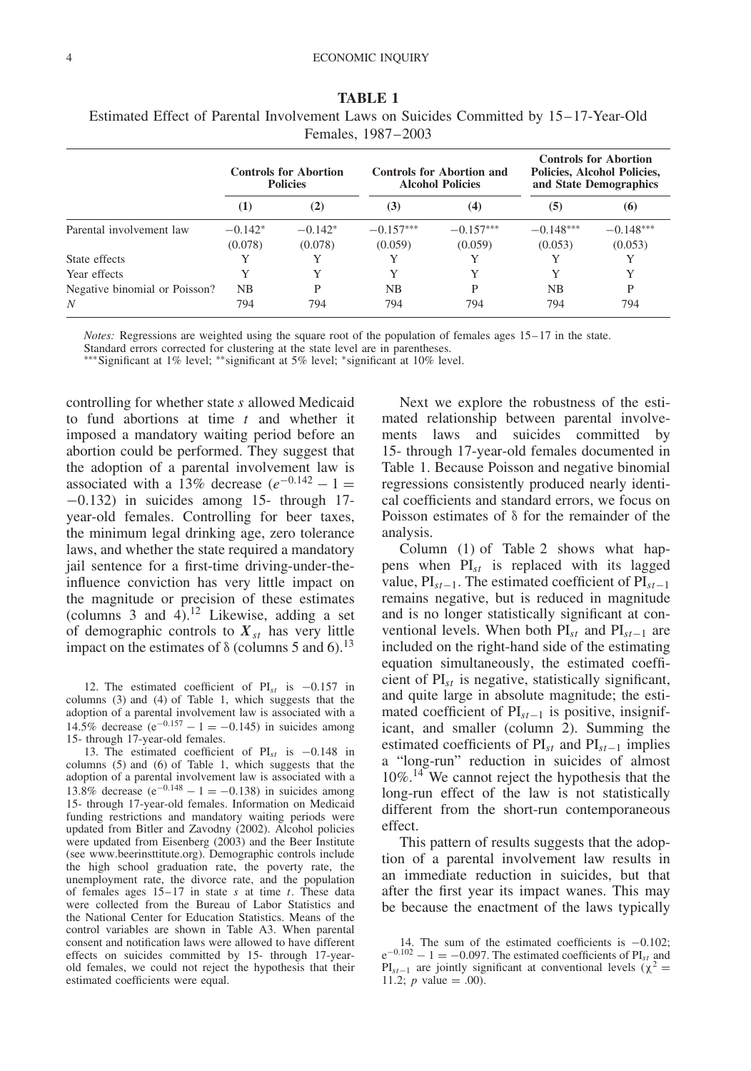**TABLE 1**

Estimated Effect of Parental Involvement Laws on Suicides Committed by 15–17-Year-Old Females, 1987–2003

| | Controls for Abortion Policies | | Controls for Abortion and Alcohol Policies | | Controls for Abortion Policies, Alcohol Policies, and State Demographics | |
|---|---|---|---|---|---|---|
| | (1) | (2) | (3) | (4) | (5) | (6) |
| Parental involvement law | −0.142* | −0.142* | −0.157*** | −0.157*** | −0.148*** | −0.148*** |
| | (0.078) | (0.078) | (0.059) | (0.059) | (0.053) | (0.053) |
| State effects | Y | Y | Y | Y | Y | Y |
| Year effects | Y | Y | Y | Y | Y | Y |
| Negative binomial or Poisson? | NB | P | NB | P | NB | P |
| $N$ | 794 | 794 | 794 | 794 | 794 | 794 |

*Notes:* Regressions are weighted using the square root of the population of females ages 15–17 in the state.
Standard errors corrected for clustering at the state level are in parentheses.
***Significant at 1% level; **significant at 5% level; *significant at 10% level.

controlling for whether state $s$ allowed Medicaid to fund abortions at time $t$ and whether it imposed a mandatory waiting period before an abortion could be performed. They suggest that the adoption of a parental involvement law is associated with a 13% decrease ($e^{-0.142} - 1 = -0.132$) in suicides among 15- through 17-year-old females. Controlling for beer taxes, the minimum legal drinking age, zero tolerance laws, and whether the state required a mandatory jail sentence for a first-time driving-under-the-influence conviction has very little impact on the magnitude or precision of these estimates (columns 3 and 4).[12] Likewise, adding a set of demographic controls to $\boldsymbol{X}_{st}$ has very little impact on the estimates of $\delta$ (columns 5 and 6).[13]

12. The estimated coefficient of $\mathrm{PI}_{st}$ is $-0.157$ in columns (3) and (4) of Table 1, which suggests that the adoption of a parental involvement law is associated with a 14.5% decrease ($e^{-0.157} - 1 = -0.145$) in suicides among 15- through 17-year-old females.

13. The estimated coefficient of $\mathrm{PI}_{st}$ is $-0.148$ in columns (5) and (6) of Table 1, which suggests that the adoption of a parental involvement law is associated with a 13.8% decrease ($e^{-0.148} - 1 = -0.138$) in suicides among 15- through 17-year-old females. Information on Medicaid funding restrictions and mandatory waiting periods were updated from Bitler and Zavodny (2002). Alcohol policies were updated from Eisenberg (2003) and the Beer Institute (see www.beerinsttitute.org). Demographic controls include the high school graduation rate, the poverty rate, the unemployment rate, the divorce rate, and the population of females ages 15–17 in state $s$ at time $t$. These data were collected from the Bureau of Labor Statistics and the National Center for Education Statistics. Means of the control variables are shown in Table A3. When parental consent and notification laws were allowed to have different effects on suicides committed by 15- through 17-year-old females, we could not reject the hypothesis that their estimated coefficients were equal.

Next we explore the robustness of the estimated relationship between parental involvements laws and suicides committed by 15- through 17-year-old females documented in Table 1. Because Poisson and negative binomial regressions consistently produced nearly identical coefficients and standard errors, we focus on Poisson estimates of $\delta$ for the remainder of the analysis.

Column (1) of Table 2 shows what happens when $\mathrm{PI}_{st}$ is replaced with its lagged value, $\mathrm{PI}_{st-1}$. The estimated coefficient of $\mathrm{PI}_{st-1}$ remains negative, but is reduced in magnitude and is no longer statistically significant at conventional levels. When both $\mathrm{PI}_{st}$ and $\mathrm{PI}_{st-1}$ are included on the right-hand side of the estimating equation simultaneously, the estimated coefficient of $\mathrm{PI}_{st}$ is negative, statistically significant, and quite large in absolute magnitude; the estimated coefficient of $\mathrm{PI}_{st-1}$ is positive, insignificant, and smaller (column 2). Summing the estimated coefficients of $\mathrm{PI}_{st}$ and $\mathrm{PI}_{st-1}$ implies a "long-run" reduction in suicides of almost 10%.[14] We cannot reject the hypothesis that the long-run effect of the law is not statistically different from the short-run contemporaneous effect.

This pattern of results suggests that the adoption of a parental involvement law results in an immediate reduction in suicides, but that after the first year its impact wanes. This may be because the enactment of the laws typically

14. The sum of the estimated coefficients is $-0.102$; $e^{-0.102} - 1 = -0.097$. The estimated coefficients of $\mathrm{PI}_{st}$ and $\mathrm{PI}_{st-1}$ are jointly significant at conventional levels ($\chi^2 = 11.2$; $p$ value $= .00$).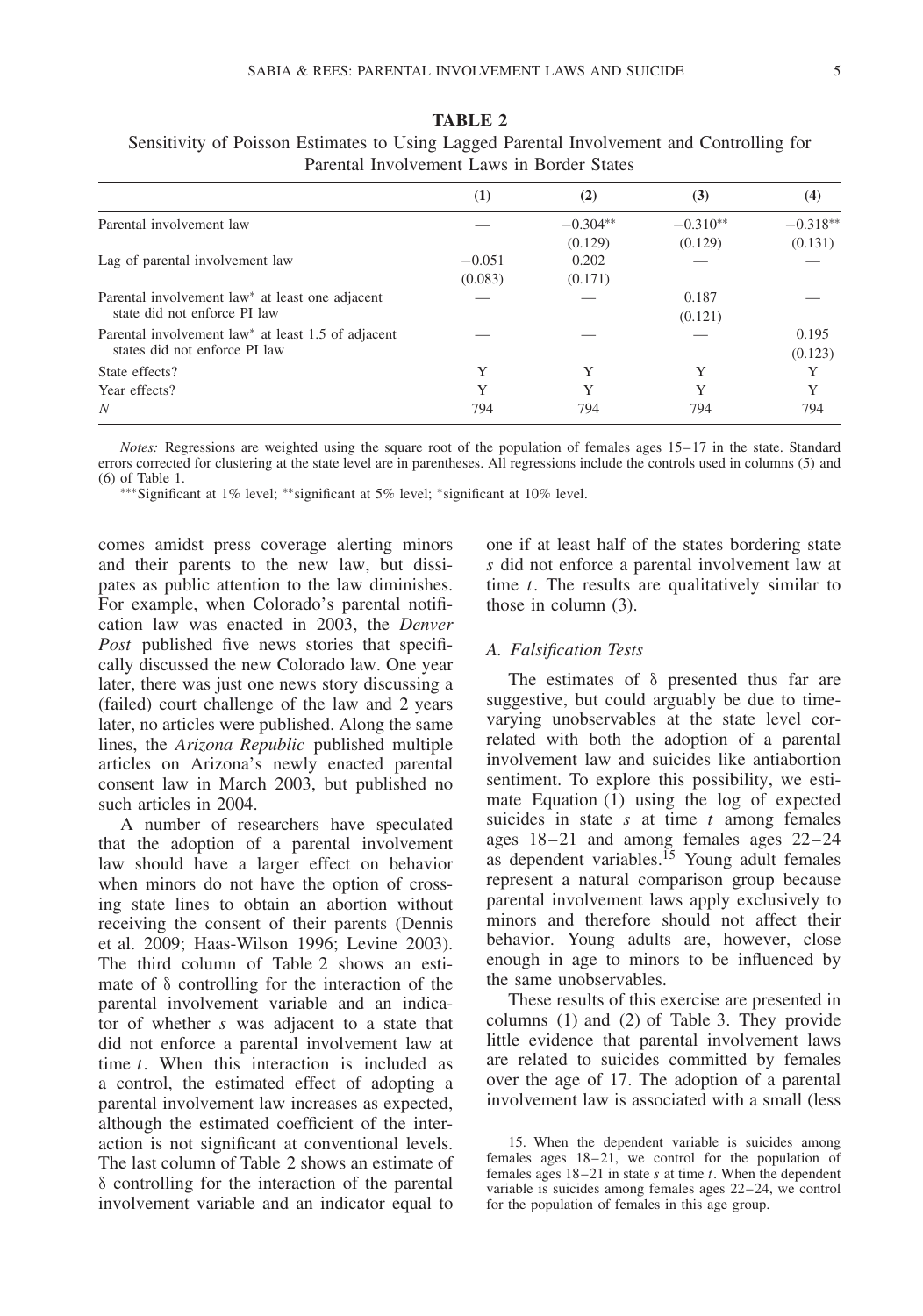**TABLE 2**

Sensitivity of Poisson Estimates to Using Lagged Parental Involvement and Controlling for Parental Involvement Laws in Border States

| | (1) | (2) | (3) | (4) |
|---|---|---|---|---|
| Parental involvement law | — | −0.304** | −0.310** | −0.318** |
| | | (0.129) | (0.129) | (0.131) |
| Lag of parental involvement law | −0.051 | 0.202 | — | — |
| | (0.083) | (0.171) | | |
| Parental involvement law* at least one adjacent state did not enforce PI law | — | — | 0.187 | — |
| | | | (0.121) | |
| Parental involvement law* at least 1.5 of adjacent states did not enforce PI law | — | — | — | 0.195 |
| | | | | (0.123) |
| State effects? | Y | Y | Y | Y |
| Year effects? | Y | Y | Y | Y |
| $N$ | 794 | 794 | 794 | 794 |

*Notes:* Regressions are weighted using the square root of the population of females ages 15–17 in the state. Standard errors corrected for clustering at the state level are in parentheses. All regressions include the controls used in columns (5) and (6) of Table 1.

***Significant at 1% level; **significant at 5% level; *significant at 10% level.

comes amidst press coverage alerting minors and their parents to the new law, but dissipates as public attention to the law diminishes. For example, when Colorado's parental notification law was enacted in 2003, the *Denver Post* published five news stories that specifically discussed the new Colorado law. One year later, there was just one news story discussing a (failed) court challenge of the law and 2 years later, no articles were published. Along the same lines, the *Arizona Republic* published multiple articles on Arizona's newly enacted parental consent law in March 2003, but published no such articles in 2004.

A number of researchers have speculated that the adoption of a parental involvement law should have a larger effect on behavior when minors do not have the option of crossing state lines to obtain an abortion without receiving the consent of their parents (Dennis et al. 2009; Haas-Wilson 1996; Levine 2003). The third column of Table 2 shows an estimate of $\delta$ controlling for the interaction of the parental involvement variable and an indicator of whether $s$ was adjacent to a state that did not enforce a parental involvement law at time $t$. When this interaction is included as a control, the estimated effect of adopting a parental involvement law increases as expected, although the estimated coefficient of the interaction is not significant at conventional levels. The last column of Table 2 shows an estimate of $\delta$ controlling for the interaction of the parental involvement variable and an indicator equal to one if at least half of the states bordering state $s$ did not enforce a parental involvement law at time $t$. The results are qualitatively similar to those in column (3).

### A. Falsification Tests

The estimates of $\delta$ presented thus far are suggestive, but could arguably be due to time-varying unobservables at the state level correlated with both the adoption of a parental involvement law and suicides like antiabortion sentiment. To explore this possibility, we estimate Equation (1) using the log of expected suicides in state $s$ at time $t$ among females ages 18–21 and among females ages 22–24 as dependent variables.[15] Young adult females represent a natural comparison group because parental involvement laws apply exclusively to minors and therefore should not affect their behavior. Young adults are, however, close enough in age to minors to be influenced by the same unobservables.

These results of this exercise are presented in columns (1) and (2) of Table 3. They provide little evidence that parental involvement laws are related to suicides committed by females over the age of 17. The adoption of a parental involvement law is associated with a small (less

15. When the dependent variable is suicides among females ages 18–21, we control for the population of females ages 18–21 in state $s$ at time $t$. When the dependent variable is suicides among females ages 22–24, we control for the population of females in this age group.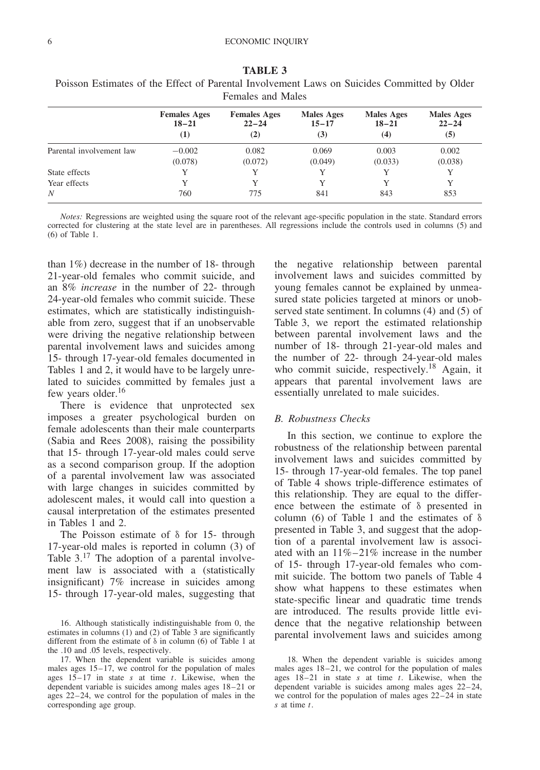**TABLE 3**

Poisson Estimates of the Effect of Parental Involvement Laws on Suicides Committed by Older Females and Males

| | Females Ages 18–21 (1) | Females Ages 22–24 (2) | Males Ages 15–17 (3) | Males Ages 18–21 (4) | Males Ages 22–24 (5) |
|---|---|---|---|---|---|
| Parental involvement law | −0.002 | 0.082 | 0.069 | 0.003 | 0.002 |
| | (0.078) | (0.072) | (0.049) | (0.033) | (0.038) |
| State effects | Y | Y | Y | Y | Y |
| Year effects | Y | Y | Y | Y | Y |
| $N$ | 760 | 775 | 841 | 843 | 853 |

*Notes:* Regressions are weighted using the square root of the relevant age-specific population in the state. Standard errors corrected for clustering at the state level are in parentheses. All regressions include the controls used in columns (5) and (6) of Table 1.

than 1%) decrease in the number of 18- through 21-year-old females who commit suicide, and an 8% *increase* in the number of 22- through 24-year-old females who commit suicide. These estimates, which are statistically indistinguishable from zero, suggest that if an unobservable were driving the negative relationship between parental involvement laws and suicides among 15- through 17-year-old females documented in Tables 1 and 2, it would have to be largely unrelated to suicides committed by females just a few years older.[16]

There is evidence that unprotected sex imposes a greater psychological burden on female adolescents than their male counterparts (Sabia and Rees 2008), raising the possibility that 15- through 17-year-old males could serve as a second comparison group. If the adoption of a parental involvement law was associated with large changes in suicides committed by adolescent males, it would call into question a causal interpretation of the estimates presented in Tables 1 and 2.

The Poisson estimate of $\delta$ for 15- through 17-year-old males is reported in column (3) of Table 3.[17] The adoption of a parental involvement law is associated with a (statistically insignificant) 7% increase in suicides among 15- through 17-year-old males, suggesting that the negative relationship between parental involvement laws and suicides committed by young females cannot be explained by unmeasured state policies targeted at minors or unobserved state sentiment. In columns (4) and (5) of Table 3, we report the estimated relationship between parental involvement laws and the number of 18- through 21-year-old males and the number of 22- through 24-year-old males who commit suicide, respectively.[18] Again, it appears that parental involvement laws are essentially unrelated to male suicides.

### *B. Robustness Checks*

In this section, we continue to explore the robustness of the relationship between parental involvement laws and suicides committed by 15- through 17-year-old females. The top panel of Table 4 shows triple-difference estimates of this relationship. They are equal to the difference between the estimate of $\delta$ presented in column (6) of Table 1 and the estimates of $\delta$ presented in Table 3, and suggest that the adoption of a parental involvement law is associated with an 11%–21% increase in the number of 15- through 17-year-old females who commit suicide. The bottom two panels of Table 4 show what happens to these estimates when state-specific linear and quadratic time trends are introduced. The results provide little evidence that the negative relationship between parental involvement laws and suicides among

16. Although statistically indistinguishable from 0, the estimates in columns (1) and (2) of Table 3 are significantly different from the estimate of $\delta$ in column (6) of Table 1 at the .10 and .05 levels, respectively.

17. When the dependent variable is suicides among males ages 15–17, we control for the population of males ages 15–17 in state $s$ at time $t$. Likewise, when the dependent variable is suicides among males ages 18–21 or ages 22–24, we control for the population of males in the corresponding age group.

18. When the dependent variable is suicides among males ages 18–21, we control for the population of males ages 18–21 in state $s$ at time $t$. Likewise, when the dependent variable is suicides among males ages 22–24, we control for the population of males ages 22–24 in state $s$ at time $t$.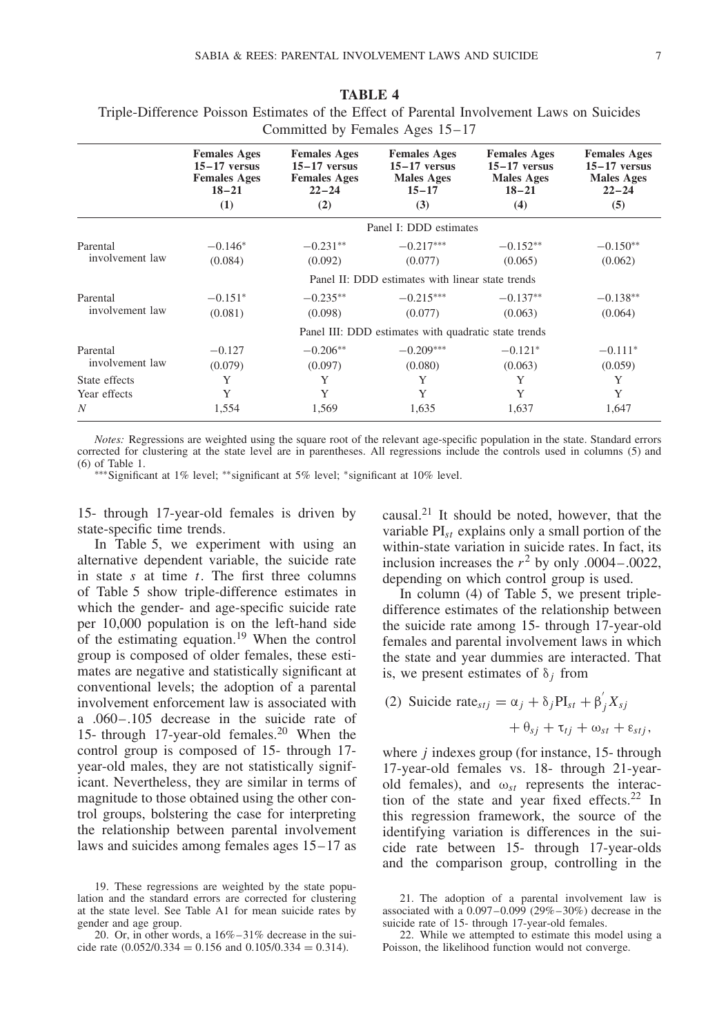**TABLE 4**

Triple-Difference Poisson Estimates of the Effect of Parental Involvement Laws on Suicides Committed by Females Ages 15–17

| | Females Ages 15–17 versus Females Ages 18–21 (1) | Females Ages 15–17 versus Females Ages 22–24 (2) | Females Ages 15–17 versus Males Ages 15–17 (3) | Females Ages 15–17 versus Males Ages 18–21 (4) | Females Ages 15–17 versus Males Ages 22–24 (5) |
|---|---|---|---|---|---|
| | Panel I: DDD estimates | | | | |
| Parental involvement law | −0.146* | −0.231** | −0.217*** | −0.152** | −0.150** |
| | (0.084) | (0.092) | (0.077) | (0.065) | (0.062) |
| | Panel II: DDD estimates with linear state trends | | | | |
| Parental involvement law | −0.151* | −0.235** | −0.215*** | −0.137** | −0.138** |
| | (0.081) | (0.098) | (0.077) | (0.063) | (0.064) |
| | Panel III: DDD estimates with quadratic state trends | | | | |
| Parental involvement law | −0.127 | −0.206** | −0.209*** | −0.121* | −0.111* |
| | (0.079) | (0.097) | (0.080) | (0.063) | (0.059) |
| State effects | Y | Y | Y | Y | Y |
| Year effects | Y | Y | Y | Y | Y |
| $N$ | 1,554 | 1,569 | 1,635 | 1,637 | 1,647 |

*Notes:* Regressions are weighted using the square root of the relevant age-specific population in the state. Standard errors corrected for clustering at the state level are in parentheses. All regressions include the controls used in columns (5) and (6) of Table 1.

***Significant at 1% level; **significant at 5% level; *significant at 10% level.

15- through 17-year-old females is driven by state-specific time trends.

In Table 5, we experiment with using an alternative dependent variable, the suicide rate in state $s$ at time $t$. The first three columns of Table 5 show triple-difference estimates in which the gender- and age-specific suicide rate per 10,000 population is on the left-hand side of the estimating equation.[19] When the control group is composed of older females, these estimates are negative and statistically significant at conventional levels; the adoption of a parental involvement enforcement law is associated with a .060–.105 decrease in the suicide rate of 15- through 17-year-old females.[20] When the control group is composed of 15- through 17-year-old males, they are not statistically significant. Nevertheless, they are similar in terms of magnitude to those obtained using the other control groups, bolstering the case for interpreting the relationship between parental involvement laws and suicides among females ages 15–17 as causal.[21] It should be noted, however, that the variable $\text{PI}_{st}$ explains only a small portion of the within-state variation in suicide rates. In fact, its inclusion increases the $r^2$ by only .0004–.0022, depending on which control group is used.

In column (4) of Table 5, we present triple-difference estimates of the relationship between the suicide rate among 15- through 17-year-old females and parental involvement laws in which the state and year dummies are interacted. That is, we present estimates of $\delta_j$ from

$$\text{(2) Suicide rate}_{stj} = \alpha_j + \delta_j \text{PI}_{st} + \beta_j^{'} X_{sj} + \theta_{sj} + \tau_{tj} + \omega_{st} + \varepsilon_{stj},$$

where $j$ indexes group (for instance, 15- through 17-year-old females vs. 18- through 21-year-old females), and $\omega_{st}$ represents the interaction of the state and year fixed effects.[22] In this regression framework, the source of the identifying variation is differences in the suicide rate between 15- through 17-year-olds and the comparison group, controlling in the

19. These regressions are weighted by the state population and the standard errors are corrected for clustering at the state level. See Table A1 for mean suicide rates by gender and age group.

20. Or, in other words, a 16%–31% decrease in the suicide rate (0.052/0.334 = 0.156 and 0.105/0.334 = 0.314).

21. The adoption of a parental involvement law is associated with a 0.097–0.099 (29%–30%) decrease in the suicide rate of 15- through 17-year-old females.

22. While we attempted to estimate this model using a Poisson, the likelihood function would not converge.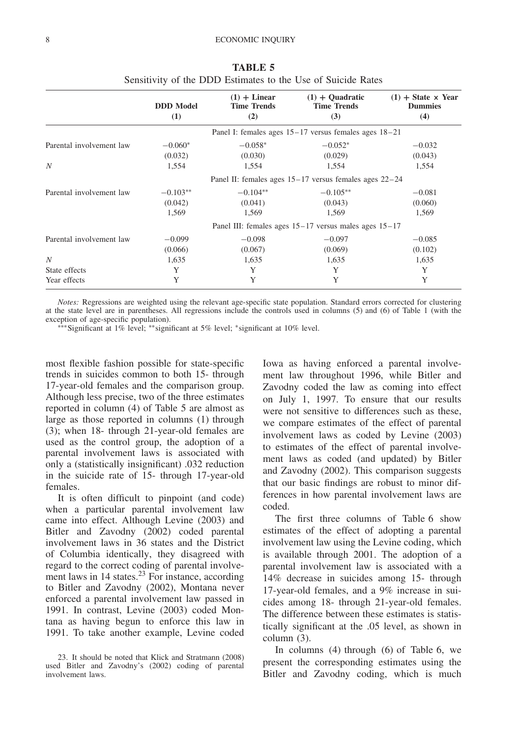**TABLE 5**

Sensitivity of the DDD Estimates to the Use of Suicide Rates

| | DDD Model (1) | (1) + Linear Time Trends (2) | (1) + Quadratic Time Trends (3) | (1) + State × Year Dummies (4) |
|---|---|---|---|---|
| | Panel I: females ages 15–17 versus females ages 18–21 | | | |
| Parental involvement law | −0.060* | −0.058* | −0.052* | −0.032 |
| | (0.032) | (0.030) | (0.029) | (0.043) |
| *N* | 1,554 | 1,554 | 1,554 | 1,554 |
| | Panel II: females ages 15–17 versus females ages 22–24 | | | |
| Parental involvement law | −0.103** | −0.104** | −0.105** | −0.081 |
| | (0.042) | (0.041) | (0.043) | (0.060) |
| | 1,569 | 1,569 | 1,569 | 1,569 |
| | Panel III: females ages 15–17 versus males ages 15–17 | | | |
| Parental involvement law | −0.099 | −0.098 | −0.097 | −0.085 |
| | (0.066) | (0.067) | (0.069) | (0.102) |
| *N* | 1,635 | 1,635 | 1,635 | 1,635 |
| State effects | Y | Y | Y | Y |
| Year effects | Y | Y | Y | Y |

*Notes:* Regressions are weighted using the relevant age-specific state population. Standard errors corrected for clustering at the state level are in parentheses. All regressions include the controls used in columns (5) and (6) of Table 1 (with the exception of age-specific population).

***Significant at 1% level; **significant at 5% level; *significant at 10% level.

most flexible fashion possible for state-specific trends in suicides common to both 15- through 17-year-old females and the comparison group. Although less precise, two of the three estimates reported in column (4) of Table 5 are almost as large as those reported in columns (1) through (3); when 18- through 21-year-old females are used as the control group, the adoption of a parental involvement laws is associated with only a (statistically insignificant) .032 reduction in the suicide rate of 15- through 17-year-old females.

It is often difficult to pinpoint (and code) when a particular parental involvement law came into effect. Although Levine (2003) and Bitler and Zavodny (2002) coded parental involvement laws in 36 states and the District of Columbia identically, they disagreed with regard to the correct coding of parental involvement laws in 14 states.[23] For instance, according to Bitler and Zavodny (2002), Montana never enforced a parental involvement law passed in 1991. In contrast, Levine (2003) coded Montana as having begun to enforce this law in 1991. To take another example, Levine coded Iowa as having enforced a parental involvement law throughout 1996, while Bitler and Zavodny coded the law as coming into effect on July 1, 1997. To ensure that our results were not sensitive to differences such as these, we compare estimates of the effect of parental involvement laws as coded by Levine (2003) to estimates of the effect of parental involvement laws as coded (and updated) by Bitler and Zavodny (2002). This comparison suggests that our basic findings are robust to minor differences in how parental involvement laws are coded.

The first three columns of Table 6 show estimates of the effect of adopting a parental involvement law using the Levine coding, which is available through 2001. The adoption of a parental involvement law is associated with a 14% decrease in suicides among 15- through 17-year-old females, and a 9% increase in suicides among 18- through 21-year-old females. The difference between these estimates is statistically significant at the .05 level, as shown in column (3).

In columns (4) through (6) of Table 6, we present the corresponding estimates using the Bitler and Zavodny coding, which is much

23. It should be noted that Klick and Stratmann (2008) used Bitler and Zavodny's (2002) coding of parental involvement laws.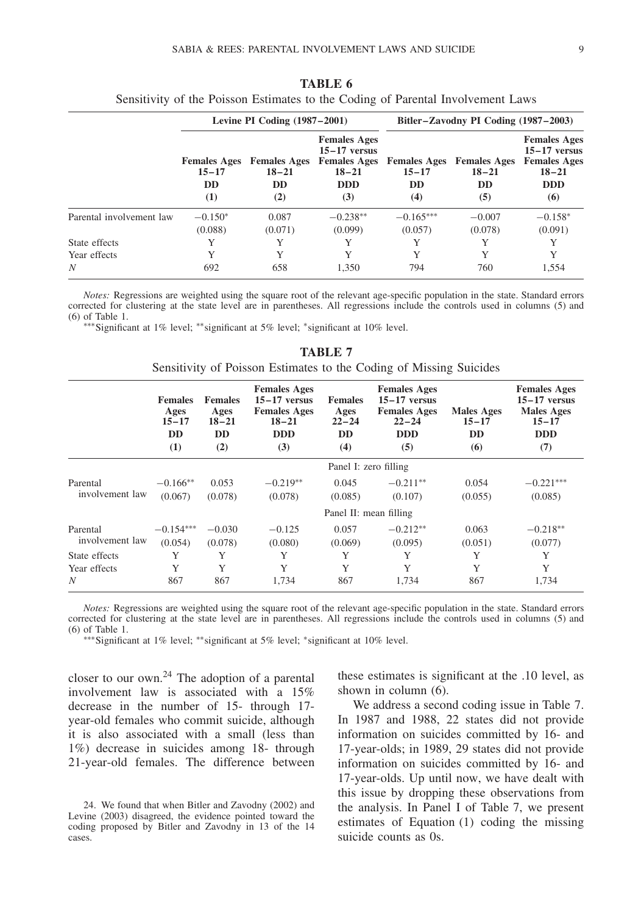**TABLE 6**

Sensitivity of the Poisson Estimates to the Coding of Parental Involvement Laws

| | Levine PI Coding (1987–2001) | | | Bitler–Zavodny PI Coding (1987–2003) | | |
|---|---|---|---|---|---|---|
| | Females Ages 15–17 DD (1) | Females Ages 18–21 DD (2) | Females Ages 15–17 versus Females Ages 18–21 DDD (3) | Females Ages 15–17 DD (4) | Females Ages 18–21 DD (5) | Females Ages 15–17 versus Females Ages 18–21 DDD (6) |
| Parental involvement law | −0.150* | 0.087 | −0.238** | −0.165*** | −0.007 | −0.158* |
| | (0.088) | (0.071) | (0.099) | (0.057) | (0.078) | (0.091) |
| State effects | Y | Y | Y | Y | Y | Y |
| Year effects | Y | Y | Y | Y | Y | Y |
| $N$ | 692 | 658 | 1,350 | 794 | 760 | 1,554 |

*Notes:* Regressions are weighted using the square root of the relevant age-specific population in the state. Standard errors corrected for clustering at the state level are in parentheses. All regressions include the controls used in columns (5) and (6) of Table 1.

***Significant at 1% level; **significant at 5% level; *significant at 10% level.

**TABLE 7**

Sensitivity of Poisson Estimates to the Coding of Missing Suicides

| | Females Ages 15–17 DD (1) | Females Ages 18–21 DD (2) | Females Ages 15–17 versus Females Ages 18–21 DDD (3) | Females Ages 22–24 DD (4) | Females Ages 15–17 versus Females Ages 22–24 DDD (5) | Males Ages 15–17 DD (6) | Females Ages 15–17 versus Males Ages 15–17 DDD (7) |
|---|---|---|---|---|---|---|---|
| | Panel I: zero filling | | | | | | |
| Parental involvement law | −0.166** | 0.053 | −0.219** | 0.045 | −0.211** | 0.054 | −0.221*** |
| | (0.067) | (0.078) | (0.078) | (0.085) | (0.107) | (0.055) | (0.085) |
| | Panel II: mean filling | | | | | | |
| Parental involvement law | −0.154*** | −0.030 | −0.125 | 0.057 | −0.212** | 0.063 | −0.218** |
| | (0.054) | (0.078) | (0.080) | (0.069) | (0.095) | (0.051) | (0.077) |
| State effects | Y | Y | Y | Y | Y | Y | Y |
| Year effects | Y | Y | Y | Y | Y | Y | Y |
| $N$ | 867 | 867 | 1,734 | 867 | 1,734 | 867 | 1,734 |

*Notes:* Regressions are weighted using the square root of the relevant age-specific population in the state. Standard errors corrected for clustering at the state level are in parentheses. All regressions include the controls used in columns (5) and (6) of Table 1.

***Significant at 1% level; **significant at 5% level; *significant at 10% level.

closer to our own.[24] The adoption of a parental involvement law is associated with a 15% decrease in the number of 15- through 17-year-old females who commit suicide, although it is also associated with a small (less than 1%) decrease in suicides among 18- through 21-year-old females. The difference between these estimates is significant at the .10 level, as shown in column (6).

We address a second coding issue in Table 7. In 1987 and 1988, 22 states did not provide information on suicides committed by 16- and 17-year-olds; in 1989, 29 states did not provide information on suicides committed by 16- and 17-year-olds. Up until now, we have dealt with this issue by dropping these observations from the analysis. In Panel I of Table 7, we present estimates of Equation (1) coding the missing suicide counts as 0s.

24. We found that when Bitler and Zavodny (2002) and Levine (2003) disagreed, the evidence pointed toward the coding proposed by Bitler and Zavodny in 13 of the 14 cases.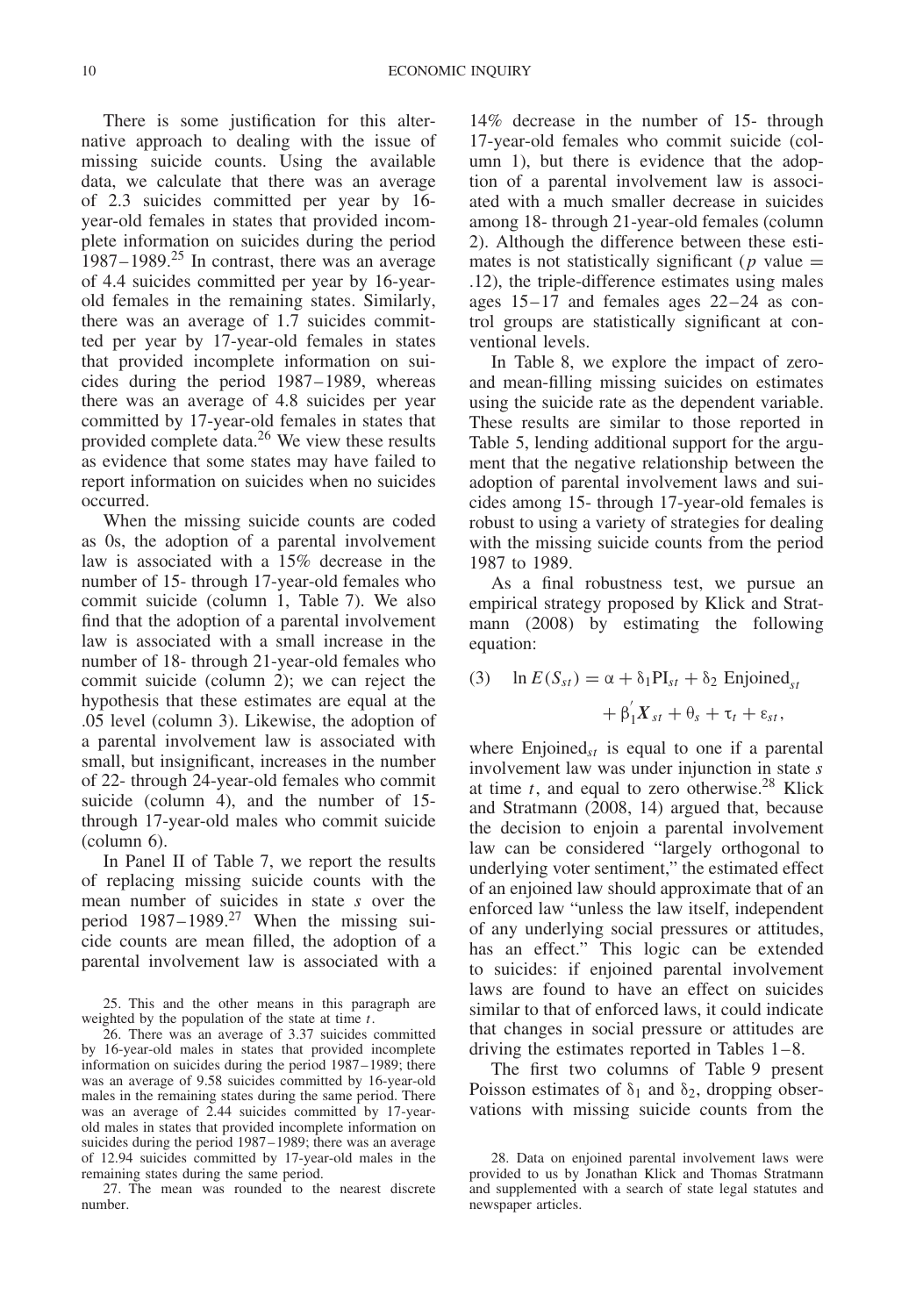There is some justification for this alternative approach to dealing with the issue of missing suicide counts. Using the available data, we calculate that there was an average of 2.3 suicides committed per year by 16-year-old females in states that provided incomplete information on suicides during the period 1987–1989.[25] In contrast, there was an average of 4.4 suicides committed per year by 16-year-old females in the remaining states. Similarly, there was an average of 1.7 suicides committed per year by 17-year-old females in states that provided incomplete information on suicides during the period 1987–1989, whereas there was an average of 4.8 suicides per year committed by 17-year-old females in states that provided complete data.[26] We view these results as evidence that some states may have failed to report information on suicides when no suicides occurred.

When the missing suicide counts are coded as 0s, the adoption of a parental involvement law is associated with a 15% decrease in the number of 15- through 17-year-old females who commit suicide (column 1, Table 7). We also find that the adoption of a parental involvement law is associated with a small increase in the number of 18- through 21-year-old females who commit suicide (column 2); we can reject the hypothesis that these estimates are equal at the .05 level (column 3). Likewise, the adoption of a parental involvement law is associated with small, but insignificant, increases in the number of 22- through 24-year-old females who commit suicide (column 4), and the number of 15- through 17-year-old males who commit suicide (column 6).

In Panel II of Table 7, we report the results of replacing missing suicide counts with the mean number of suicides in state $s$ over the period 1987–1989.[27] When the missing suicide counts are mean filled, the adoption of a parental involvement law is associated with a 14% decrease in the number of 15- through 17-year-old females who commit suicide (column 1), but there is evidence that the adoption of a parental involvement law is associated with a much smaller decrease in suicides among 18- through 21-year-old females (column 2). Although the difference between these estimates is not statistically significant ($p$ value = .12), the triple-difference estimates using males ages 15–17 and females ages 22–24 as control groups are statistically significant at conventional levels.

In Table 8, we explore the impact of zero- and mean-filling missing suicides on estimates using the suicide rate as the dependent variable. These results are similar to those reported in Table 5, lending additional support for the argument that the negative relationship between the adoption of parental involvement laws and suicides among 15- through 17-year-old females is robust to using a variety of strategies for dealing with the missing suicide counts from the period 1987 to 1989.

As a final robustness test, we pursue an empirical strategy proposed by Klick and Stratmann (2008) by estimating the following equation:

$$(3) \quad \ln E(S_{st}) = \alpha + \delta_1 \mathrm{PI}_{st} + \delta_2 \ \mathrm{Enjoined}_{st} + \beta_1^{'} \boldsymbol{X}_{st} + \theta_s + \tau_t + \varepsilon_{st},$$

where $\mathrm{Enjoined}_{st}$ is equal to one if a parental involvement law was under injunction in state $s$ at time $t$, and equal to zero otherwise.[28] Klick and Stratmann (2008, 14) argued that, because the decision to enjoin a parental involvement law can be considered "largely orthogonal to underlying voter sentiment," the estimated effect of an enjoined law should approximate that of an enforced law "unless the law itself, independent of any underlying social pressures or attitudes, has an effect." This logic can be extended to suicides: if enjoined parental involvement laws are found to have an effect on suicides similar to that of enforced laws, it could indicate that changes in social pressure or attitudes are driving the estimates reported in Tables 1–8.

The first two columns of Table 9 present Poisson estimates of $\delta_1$ and $\delta_2$, dropping observations with missing suicide counts from the

25. This and the other means in this paragraph are weighted by the population of the state at time $t$.

26. There was an average of 3.37 suicides committed by 16-year-old males in states that provided incomplete information on suicides during the period 1987–1989; there was an average of 9.58 suicides committed by 16-year-old males in the remaining states during the same period. There was an average of 2.44 suicides committed by 17-year-old males in states that provided incomplete information on suicides during the period 1987–1989; there was an average of 12.94 suicides committed by 17-year-old males in the remaining states during the same period.

27. The mean was rounded to the nearest discrete number.

28. Data on enjoined parental involvement laws were provided to us by Jonathan Klick and Thomas Stratmann and supplemented with a search of state legal statutes and newspaper articles.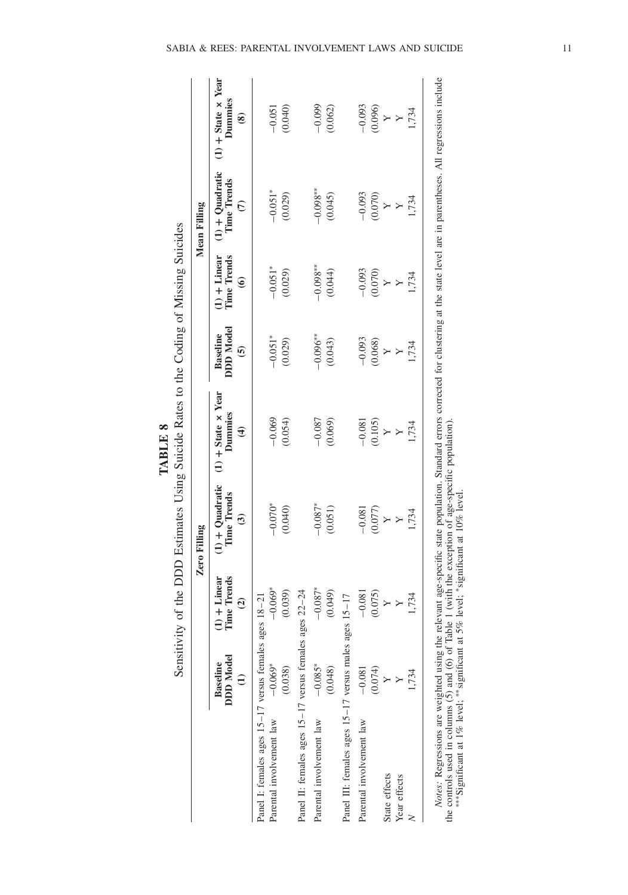**TABLE 8**

Sensitivity of the DDD Estimates Using Suicide Rates to the Coding of Missing Suicides

| | Zero Filling | | | | Mean Filling | | | |
|---|---|---|---|---|---|---|---|---|
| | Baseline DDD Model (1) | (1) + Linear Time Trends (2) | (1) + Quadratic Time Trends (3) | (1) + State × Year Dummies (4) | Baseline DDD Model (5) | (1) + Linear Time Trends (6) | (1) + Quadratic Time Trends (7) | (1) + State × Year Dummies (8) |
| Panel I: females ages 15–17 versus females ages 18–21 | | | | | | | | |
| Parental involvement law | −0.069* | −0.069* | −0.070* | −0.069 | −0.051* | −0.051* | −0.051* | −0.051 |
| | (0.038) | (0.039) | (0.040) | (0.054) | (0.029) | (0.029) | (0.029) | (0.040) |
| Panel II: females ages 15–17 versus females ages 22–24 | | | | | | | | |
| Parental involvement law | −0.085* | −0.087* | −0.087* | −0.087 | −0.096** | −0.098** | −0.098** | −0.099 |
| | (0.048) | (0.049) | (0.051) | (0.069) | (0.043) | (0.044) | (0.045) | (0.062) |
| Panel III: females ages 15–17 versus males ages 15–17 | | | | | | | | |
| Parental involvement law | −0.081 | −0.081 | −0.081 | −0.081 | −0.093 | −0.093 | −0.093 | −0.093 |
| | (0.074) | (0.075) | (0.077) | (0.105) | (0.068) | (0.070) | (0.070) | (0.096) |
| State effects | Y | Y | Y | Y | Y | Y | Y | Y |
| Year effects | Y | Y | Y | Y | Y | Y | Y | Y |
| $N$ | 1,734 | 1,734 | 1,734 | 1,734 | 1,734 | 1,734 | 1,734 | 1,734 |

*Notes:* Regressions are weighted using the relevant age-specific state population. Standard errors corrected for clustering at the state level are in parentheses. All regressions include the controls used in columns (5) and (6) of Table 1 (with the exception of age-specific population).

***Significant at 1% level; **significant at 5% level; *significant at 10% level.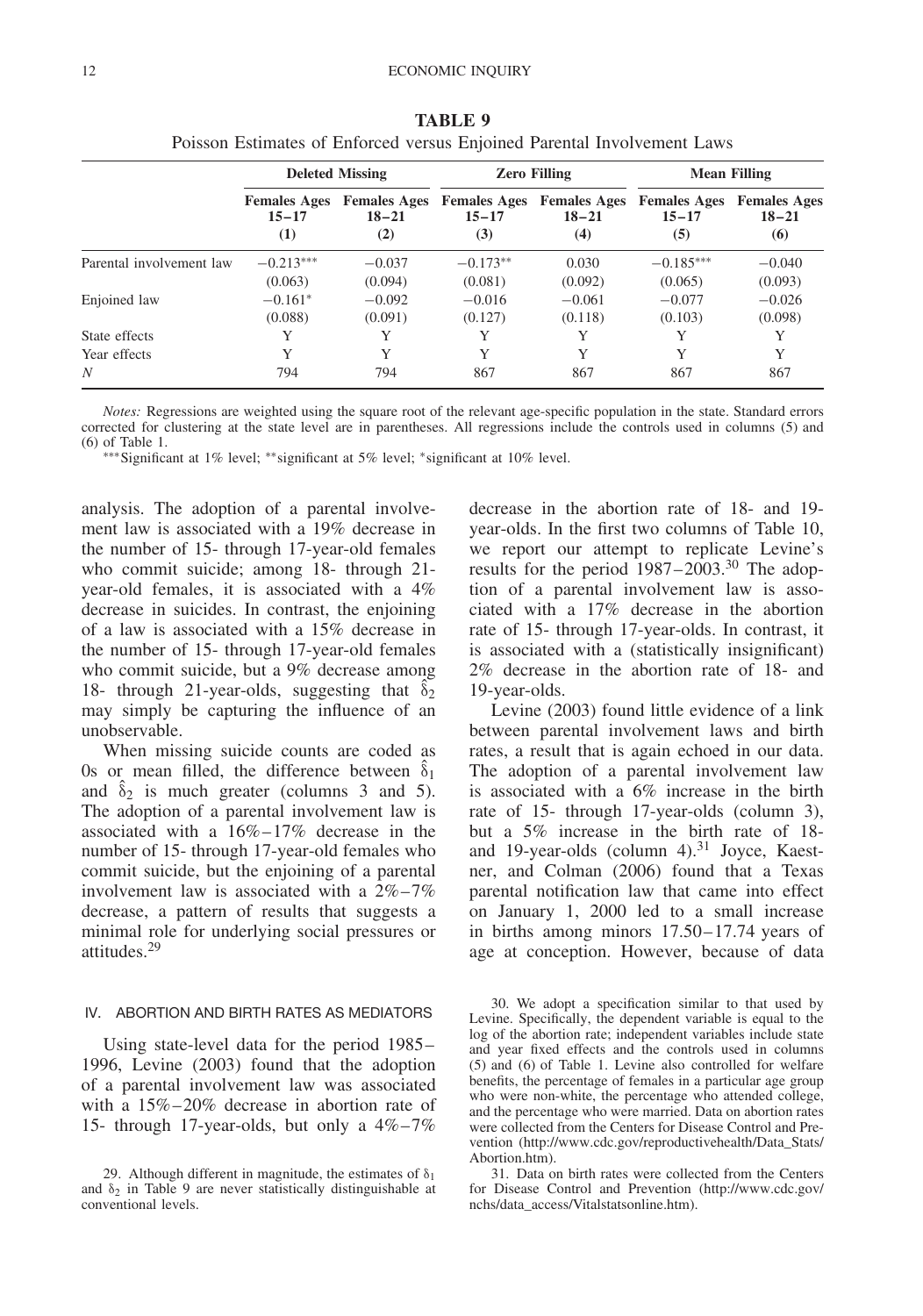**TABLE 9**

Poisson Estimates of Enforced versus Enjoined Parental Involvement Laws

| | Deleted Missing | | Zero Filling | | Mean Filling | |
|---|---|---|---|---|---|---|
| | Females Ages 15–17 (1) | Females Ages 18–21 (2) | Females Ages 15–17 (3) | Females Ages 18–21 (4) | Females Ages 15–17 (5) | Females Ages 18–21 (6) |
| Parental involvement law | −0.213*** | −0.037 | −0.173** | 0.030 | −0.185*** | −0.040 |
| | (0.063) | (0.094) | (0.081) | (0.092) | (0.065) | (0.093) |
| Enjoined law | −0.161* | −0.092 | −0.016 | −0.061 | −0.077 | −0.026 |
| | (0.088) | (0.091) | (0.127) | (0.118) | (0.103) | (0.098) |
| State effects | Y | Y | Y | Y | Y | Y |
| Year effects | Y | Y | Y | Y | Y | Y |
| $N$ | 794 | 794 | 867 | 867 | 867 | 867 |

*Notes:* Regressions are weighted using the square root of the relevant age-specific population in the state. Standard errors corrected for clustering at the state level are in parentheses. All regressions include the controls used in columns (5) and (6) of Table 1.

***Significant at 1% level; **significant at 5% level; *significant at 10% level.

analysis. The adoption of a parental involvement law is associated with a 19% decrease in the number of 15- through 17-year-old females who commit suicide; among 18- through 21-year-old females, it is associated with a 4% decrease in suicides. In contrast, the enjoining of a law is associated with a 15% decrease in the number of 15- through 17-year-old females who commit suicide, but a 9% decrease among 18- through 21-year-olds, suggesting that $\hat{\delta}_2$ may simply be capturing the influence of an unobservable.

When missing suicide counts are coded as 0s or mean filled, the difference between $\hat{\delta}_1$ and $\hat{\delta}_2$ is much greater (columns 3 and 5). The adoption of a parental involvement law is associated with a 16%–17% decrease in the number of 15- through 17-year-old females who commit suicide, but the enjoining of a parental involvement law is associated with a 2%–7% decrease, a pattern of results that suggests a minimal role for underlying social pressures or attitudes.[29]

## IV. ABORTION AND BIRTH RATES AS MEDIATORS

Using state-level data for the period 1985–1996, Levine (2003) found that the adoption of a parental involvement law was associated with a 15%–20% decrease in abortion rate of 15- through 17-year-olds, but only a 4%–7% decrease in the abortion rate of 18- and 19-year-olds. In the first two columns of Table 10, we report our attempt to replicate Levine's results for the period 1987–2003.[30] The adoption of a parental involvement law is associated with a 17% decrease in the abortion rate of 15- through 17-year-olds. In contrast, it is associated with a (statistically insignificant) 2% decrease in the abortion rate of 18- and 19-year-olds.

Levine (2003) found little evidence of a link between parental involvement laws and birth rates, a result that is again echoed in our data. The adoption of a parental involvement law is associated with a 6% increase in the birth rate of 15- through 17-year-olds (column 3), but a 5% increase in the birth rate of 18- and 19-year-olds (column 4).[31] Joyce, Kaestner, and Colman (2006) found that a Texas parental notification law that came into effect on January 1, 2000 led to a small increase in births among minors 17.50–17.74 years of age at conception. However, because of data

29. Although different in magnitude, the estimates of $\delta_1$ and $\delta_2$ in Table 9 are never statistically distinguishable at conventional levels.

30. We adopt a specification similar to that used by Levine. Specifically, the dependent variable is equal to the log of the abortion rate; independent variables include state and year fixed effects and the controls used in columns (5) and (6) of Table 1. Levine also controlled for welfare benefits, the percentage of females in a particular age group who were non-white, the percentage who attended college, and the percentage who were married. Data on abortion rates were collected from the Centers for Disease Control and Prevention (http://www.cdc.gov/reproductivehealth/Data_Stats/Abortion.htm).

31. Data on birth rates were collected from the Centers for Disease Control and Prevention (http://www.cdc.gov/nchs/data_access/Vitalstatsonline.htm).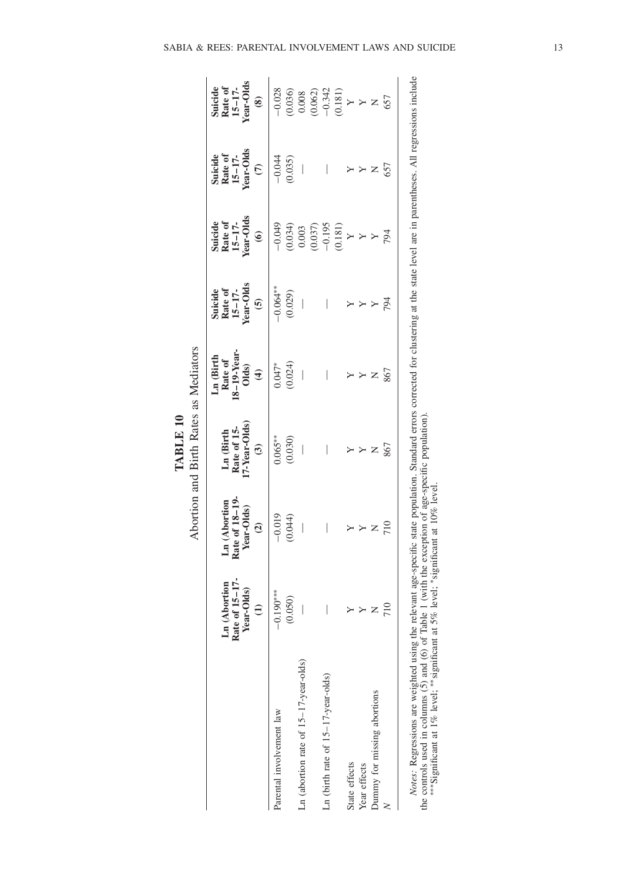**TABLE 10**

Abortion and Birth Rates as Mediators

| | Ln (Abortion Rate of 15–17-Year-Olds) (1) | Ln (Abortion Rate of 18–19-Year-Olds) (2) | Ln (Birth Rate of 15-17-Year-Olds) (3) | Ln (Birth Rate of 18–19-Year-Olds) (4) | Suicide Rate of 15–17-Year-Olds (5) | Suicide Rate of 15–17-Year-Olds (6) | Suicide Rate of 15–17-Year-Olds (7) | Suicide Rate of 15–17-Year-Olds (8) |
|---|---|---|---|---|---|---|---|---|
| Parental involvement law | −0.190*** | −0.019 | 0.065** | 0.047* | −0.064** | −0.049 | −0.044 | −0.028 |
| | (0.050) | (0.044) | (0.030) | (0.024) | (0.029) | (0.034) | (0.035) | (0.036) |
| Ln (abortion rate of 15–17-year-olds) | — | — | — | — | — | 0.003 | — | 0.008 |
| | | | | | | (0.037) | | (0.062) |
| Ln (birth rate of 15–17-year-olds) | — | — | — | — | — | −0.195 | — | −0.342 |
| | | | | | | (0.181) | | (0.181) |
| State effects | Y | Y | Y | Y | Y | Y | Y | Y |
| Year effects | Y | Y | Y | Y | Y | Y | Y | Y |
| Dummy for missing abortions | N | N | N | N | Y | Y | N | N |
| $N$ | 710 | 710 | 867 | 867 | 794 | 794 | 657 | 657 |

*Notes:* Regressions are weighted using the relevant age-specific state population. Standard errors corrected for clustering at the state level are in parentheses. All regressions include the controls used in columns (5) and (6) of Table 1 (with the exception of age-specific population).

***Significant at 1% level; **significant at 5% level; *significant at 10% level.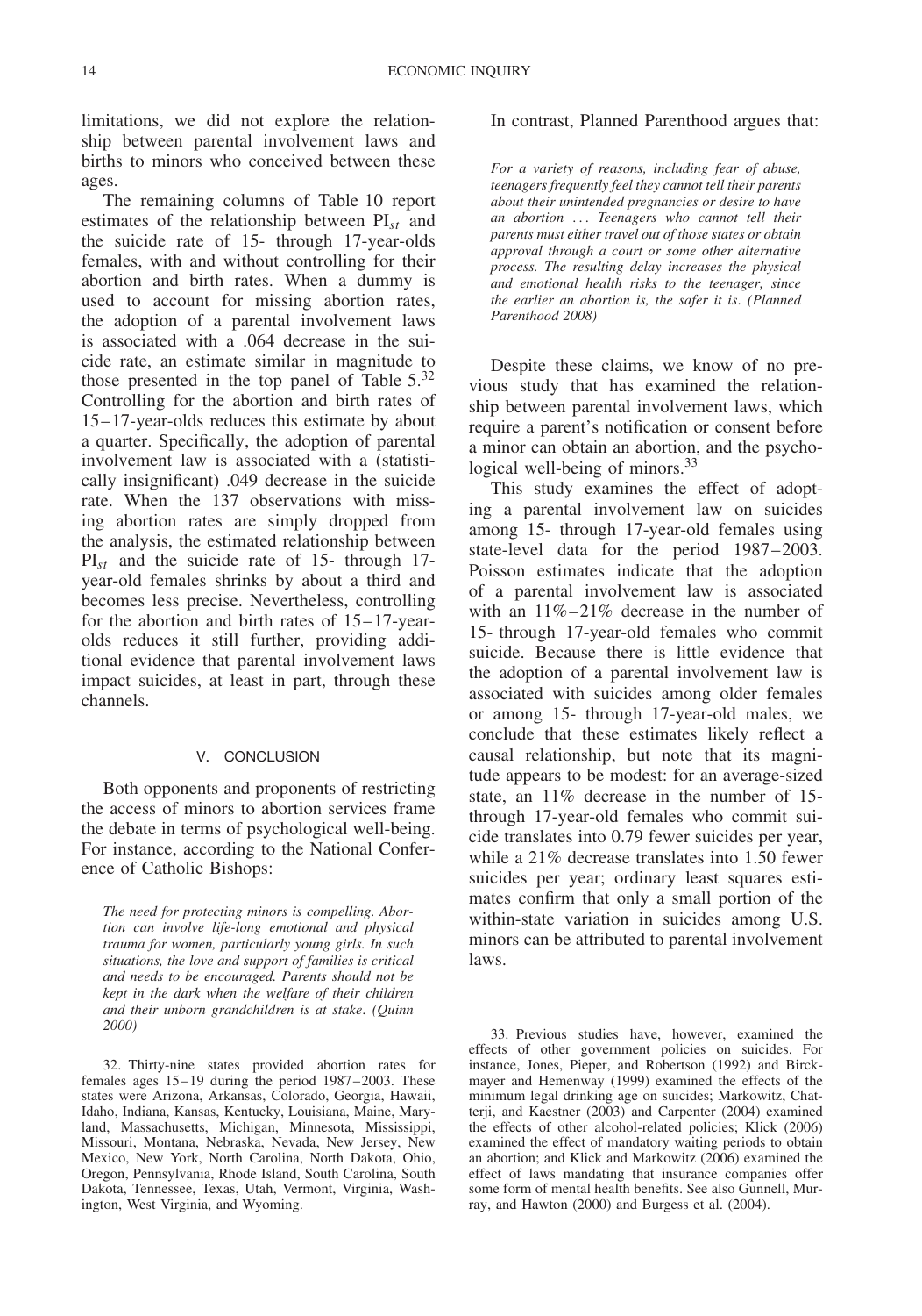limitations, we did not explore the relationship between parental involvement laws and births to minors who conceived between these ages.

The remaining columns of Table 10 report estimates of the relationship between $PI_{st}$ and the suicide rate of 15- through 17-year-olds females, with and without controlling for their abortion and birth rates. When a dummy is used to account for missing abortion rates, the adoption of a parental involvement laws is associated with a .064 decrease in the suicide rate, an estimate similar in magnitude to those presented in the top panel of Table 5.[32] Controlling for the abortion and birth rates of 15–17-year-olds reduces this estimate by about a quarter. Specifically, the adoption of parental involvement law is associated with a (statistically insignificant) .049 decrease in the suicide rate. When the 137 observations with missing abortion rates are simply dropped from the analysis, the estimated relationship between $PI_{st}$ and the suicide rate of 15- through 17-year-old females shrinks by about a third and becomes less precise. Nevertheless, controlling for the abortion and birth rates of 15–17-year-olds reduces it still further, providing additional evidence that parental involvement laws impact suicides, at least in part, through these channels.

## V. CONCLUSION

Both opponents and proponents of restricting the access of minors to abortion services frame the debate in terms of psychological well-being. For instance, according to the National Conference of Catholic Bishops:

> *The need for protecting minors is compelling. Abortion can involve life-long emotional and physical trauma for women, particularly young girls. In such situations, the love and support of families is critical and needs to be encouraged. Parents should not be kept in the dark when the welfare of their children and their unborn grandchildren is at stake. (Quinn 2000)*

In contrast, Planned Parenthood argues that:

> *For a variety of reasons, including fear of abuse, teenagers frequently feel they cannot tell their parents about their unintended pregnancies or desire to have an abortion ... Teenagers who cannot tell their parents must either travel out of those states or obtain approval through a court or some other alternative process. The resulting delay increases the physical and emotional health risks to the teenager, since the earlier an abortion is, the safer it is. (Planned Parenthood 2008)*

Despite these claims, we know of no previous study that has examined the relationship between parental involvement laws, which require a parent's notification or consent before a minor can obtain an abortion, and the psychological well-being of minors.[33]

This study examines the effect of adopting a parental involvement law on suicides among 15- through 17-year-old females using state-level data for the period 1987–2003. Poisson estimates indicate that the adoption of a parental involvement law is associated with an 11%–21% decrease in the number of 15- through 17-year-old females who commit suicide. Because there is little evidence that the adoption of a parental involvement law is associated with suicides among older females or among 15- through 17-year-old males, we conclude that these estimates likely reflect a causal relationship, but note that its magnitude appears to be modest: for an average-sized state, an 11% decrease in the number of 15- through 17-year-old females who commit suicide translates into 0.79 fewer suicides per year, while a 21% decrease translates into 1.50 fewer suicides per year; ordinary least squares estimates confirm that only a small portion of the within-state variation in suicides among U.S. minors can be attributed to parental involvement laws.

32. Thirty-nine states provided abortion rates for females ages 15–19 during the period 1987–2003. These states were Arizona, Arkansas, Colorado, Georgia, Hawaii, Idaho, Indiana, Kansas, Kentucky, Louisiana, Maine, Maryland, Massachusetts, Michigan, Minnesota, Mississippi, Missouri, Montana, Nebraska, Nevada, New Jersey, New Mexico, New York, North Carolina, North Dakota, Ohio, Oregon, Pennsylvania, Rhode Island, South Carolina, South Dakota, Tennessee, Texas, Utah, Vermont, Virginia, Washington, West Virginia, and Wyoming.

33. Previous studies have, however, examined the effects of other government policies on suicides. For instance, Jones, Pieper, and Robertson (1992) and Birckmayer and Hemenway (1999) examined the effects of the minimum legal drinking age on suicides; Markowitz, Chatterji, and Kaestner (2003) and Carpenter (2004) examined the effects of other alcohol-related policies; Klick (2006) examined the effect of mandatory waiting periods to obtain an abortion; and Klick and Markowitz (2006) examined the effect of laws mandating that insurance companies offer some form of mental health benefits. See also Gunnell, Murray, and Hawton (2000) and Burgess et al. (2004).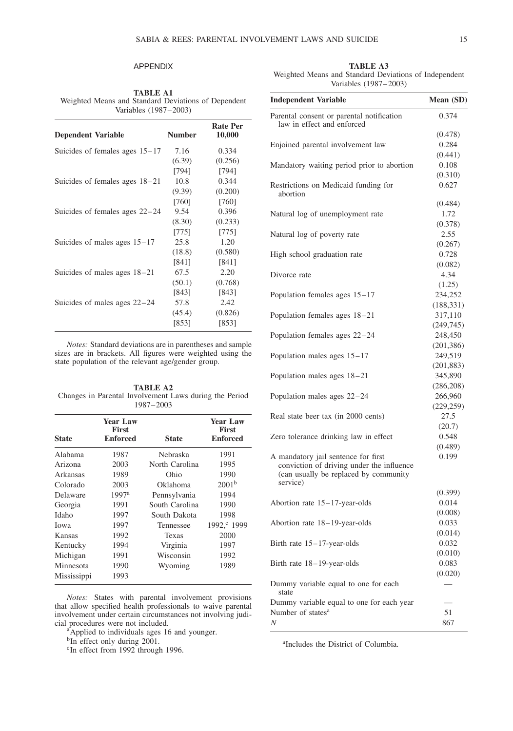## APPENDIX

**TABLE A1**
Weighted Means and Standard Deviations of Dependent Variables (1987–2003)

| Dependent Variable | Number | Rate Per 10,000 |
|---|---|---|
| Suicides of females ages 15–17 | 7.16 | 0.334 |
| | (6.39) | (0.256) |
| | [794] | [794] |
| Suicides of females ages 18–21 | 10.8 | 0.344 |
| | (9.39) | (0.200) |
| | [760] | [760] |
| Suicides of females ages 22–24 | 9.54 | 0.396 |
| | (8.30) | (0.233) |
| | [775] | [775] |
| Suicides of males ages 15–17 | 25.8 | 1.20 |
| | (18.8) | (0.580) |
| | [841] | [841] |
| Suicides of males ages 18–21 | 67.5 | 2.20 |
| | (50.1) | (0.768) |
| | [843] | [843] |
| Suicides of males ages 22–24 | 57.8 | 2.42 |
| | (45.4) | (0.826) |
| | [853] | [853] |

*Notes:* Standard deviations are in parentheses and sample sizes are in brackets. All figures were weighted using the state population of the relevant age/gender group.

**TABLE A2**
Changes in Parental Involvement Laws during the Period 1987–2003

| State | Year Law First Enforced | State | Year Law First Enforced |
|---|---|---|---|
| Alabama | 1987 | Nebraska | 1991 |
| Arizona | 2003 | North Carolina | 1995 |
| Arkansas | 1989 | Ohio | 1990 |
| Colorado | 2003 | Oklahoma | 2001[b] |
| Delaware | 1997[a] | Pennsylvania | 1994 |
| Georgia | 1991 | South Carolina | 1990 |
| Idaho | 1997 | South Dakota | 1998 |
| Iowa | 1997 | Tennessee | 1992,[c] 1999 |
| Kansas | 1992 | Texas | 2000 |
| Kentucky | 1994 | Virginia | 1997 |
| Michigan | 1991 | Wisconsin | 1992 |
| Minnesota | 1990 | Wyoming | 1989 |
| Mississippi | 1993 | | |

*Notes:* States with parental involvement provisions that allow specified health professionals to waive parental involvement under certain circumstances not involving judicial procedures were not included.

[a]Applied to individuals ages 16 and younger.

[b]In effect only during 2001.

[c]In effect from 1992 through 1996.

**TABLE A3**
Weighted Means and Standard Deviations of Independent Variables (1987–2003)

| Independent Variable | Mean (SD) |
|---|---|
| Parental consent or parental notification law in effect and enforced | 0.374 |
| | (0.478) |
| Enjoined parental involvement law | 0.284 |
| | (0.441) |
| Mandatory waiting period prior to abortion | 0.108 |
| | (0.310) |
| Restrictions on Medicaid funding for abortion | 0.627 |
| | (0.484) |
| Natural log of unemployment rate | 1.72 |
| | (0.378) |
| Natural log of poverty rate | 2.55 |
| | (0.267) |
| High school graduation rate | 0.728 |
| | (0.082) |
| Divorce rate | 4.34 |
| | (1.25) |
| Population females ages 15–17 | 234,252 |
| | (188,331) |
| Population females ages 18–21 | 317,110 |
| | (249,745) |
| Population females ages 22–24 | 248,450 |
| | (201,386) |
| Population males ages 15–17 | 249,519 |
| | (201,883) |
| Population males ages 18–21 | 345,890 |
| | (286,208) |
| Population males ages 22–24 | 266,960 |
| | (229,259) |
| Real state beer tax (in 2000 cents) | 27.5 |
| | (20.7) |
| Zero tolerance drinking law in effect | 0.548 |
| | (0.489) |
| A mandatory jail sentence for first conviction of driving under the influence (can usually be replaced by community service) | 0.199 |
| | (0.399) |
| Abortion rate 15–17-year-olds | 0.014 |
| | (0.008) |
| Abortion rate 18–19-year-olds | 0.033 |
| | (0.014) |
| Birth rate 15–17-year-olds | 0.032 |
| | (0.010) |
| Birth rate 18–19-year-olds | 0.083 |
| | (0.020) |
| Dummy variable equal to one for each state | — |
| Dummy variable equal to one for each year | — |
| Number of states[a] | 51 |
| *N* | 867 |

[a]Includes the District of Columbia.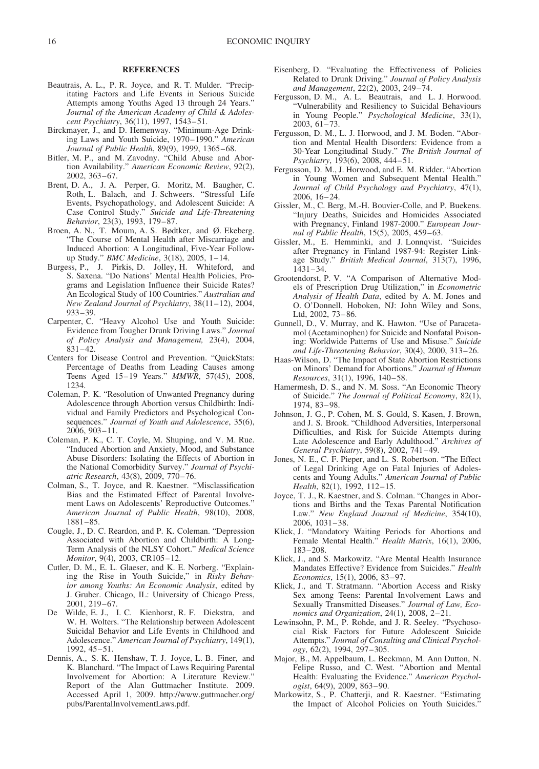## REFERENCES

Beautrais, A. L., P. R. Joyce, and R. T. Mulder. "Precipitating Factors and Life Events in Serious Suicide Attempts among Youths Aged 13 through 24 Years." *Journal of the American Academy of Child & Adolescent Psychiatry*, 36(11), 1997, 1543–51.

Birckmayer, J., and D. Hemenway. "Minimum-Age Drinking Laws and Youth Suicide, 1970–1990." *American Journal of Public Health*, 89(9), 1999, 1365–68.

Bitler, M. P., and M. Zavodny. "Child Abuse and Abortion Availability." *American Economic Review*, 92(2), 2002, 363–67.

Brent, D. A., J. A. Perper, G. Moritz, M. Baugher, C. Roth, L. Balach, and J. Schweers. "Stressful Life Events, Psychopathology, and Adolescent Suicide: A Case Control Study." *Suicide and Life-Threatening Behavior*, 23(3), 1993, 179–87.

Broen, A. N., T. Moum, A. S. Bødtker, and Ø. Ekeberg. "The Course of Mental Health after Miscarriage and Induced Abortion: A Longitudinal, Five-Year Follow-up Study." *BMC Medicine*, 3(18), 2005, 1–14.

Burgess, P., J. Pirkis, D. Jolley, H. Whiteford, and S. Saxena. "Do Nations' Mental Health Policies, Programs and Legislation Influence their Suicide Rates? An Ecological Study of 100 Countries." *Australian and New Zealand Journal of Psychiatry*, 38(11–12), 2004, 933–39.

Carpenter, C. "Heavy Alcohol Use and Youth Suicide: Evidence from Tougher Drunk Driving Laws." *Journal of Policy Analysis and Management,* 23(4), 2004, 831–42.

Centers for Disease Control and Prevention. "QuickStats: Percentage of Deaths from Leading Causes among Teens Aged 15–19 Years." *MMWR*, 57(45), 2008, 1234.

Coleman, P. K. "Resolution of Unwanted Pregnancy during Adolescence through Abortion versus Childbirth: Individual and Family Predictors and Psychological Consequences." *Journal of Youth and Adolescence*, 35(6), 2006, 903–11.

Coleman, P. K., C. T. Coyle, M. Shuping, and V. M. Rue. "Induced Abortion and Anxiety, Mood, and Substance Abuse Disorders: Isolating the Effects of Abortion in the National Comorbidity Survey." *Journal of Psychiatric Research*, 43(8), 2009, 770–76.

Colman, S., T. Joyce, and R. Kaestner. "Misclassification Bias and the Estimated Effect of Parental Involvement Laws on Adolescents' Reproductive Outcomes." *American Journal of Public Health*, 98(10), 2008, 1881–85.

Cougle, J., D. C. Reardon, and P. K. Coleman. "Depression Associated with Abortion and Childbirth: A Long-Term Analysis of the NLSY Cohort." *Medical Science Monitor*, 9(4), 2003, CR105–12.

Cutler, D. M., E. L. Glaeser, and K. E. Norberg. "Explaining the Rise in Youth Suicide," in *Risky Behavior among Youths: An Economic Analysis*, edited by J. Gruber. Chicago, IL: University of Chicago Press, 2001, 219–67.

De Wilde, E. J., I. C. Kienhorst, R. F. Diekstra, and W. H. Wolters. "The Relationship between Adolescent Suicidal Behavior and Life Events in Childhood and Adolescence." *American Journal of Psychiatry*, 149(1), 1992, 45–51.

Dennis, A., S. K. Henshaw, T. J. Joyce, L. B. Finer, and K. Blanchard. "The Impact of Laws Requiring Parental Involvement for Abortion: A Literature Review." Report of the Alan Guttmacher Institute. 2009. Accessed April 1, 2009. http://www.guttmacher.org/pubs/ParentalInvolvementLaws.pdf.

Eisenberg, D. "Evaluating the Effectiveness of Policies Related to Drunk Driving." *Journal of Policy Analysis and Management*, 22(2), 2003, 249–74.

Fergusson, D. M., A. L. Beautrais, and L. J. Horwood. "Vulnerability and Resiliency to Suicidal Behaviours in Young People." *Psychological Medicine*, 33(1), 2003, 61–73.

Fergusson, D. M., L. J. Horwood, and J. M. Boden. "Abortion and Mental Health Disorders: Evidence from a 30-Year Longitudinal Study." *The British Journal of Psychiatry*, 193(6), 2008, 444–51.

Fergusson, D. M., J. Horwood, and E. M. Ridder. "Abortion in Young Women and Subsequent Mental Health." *Journal of Child Psychology and Psychiatry*, 47(1), 2006, 16–24.

Gissler, M., C. Berg, M.-H. Bouvier-Colle, and P. Buekens. "Injury Deaths, Suicides and Homicides Associated with Pregnancy, Finland 1987-2000." *European Journal of Public Health*, 15(5), 2005, 459–63.

Gissler, M., E. Hemminki, and J. Lonnqvist. "Suicides after Pregnancy in Finland 1987-94: Register Linkage Study." *British Medical Journal*, 313(7), 1996, 1431–34.

Grootendorst, P. V. "A Comparison of Alternative Models of Prescription Drug Utilization," in *Econometric Analysis of Health Data*, edited by A. M. Jones and O. O'Donnell. Hoboken, NJ: John Wiley and Sons, Ltd, 2002, 73–86.

Gunnell, D., V. Murray, and K. Hawton. "Use of Paracetamol (Acetaminophen) for Suicide and Nonfatal Poisoning: Worldwide Patterns of Use and Misuse." *Suicide and Life-Threatening Behavior*, 30(4), 2000, 313–26.

Haas-Wilson, D. "The Impact of State Abortion Restrictions on Minors' Demand for Abortions." *Journal of Human Resources*, 31(1), 1996, 140–58.

Hamermesh, D. S., and N. M. Soss. "An Economic Theory of Suicide." *The Journal of Political Economy*, 82(1), 1974, 83–98.

Johnson, J. G., P. Cohen, M. S. Gould, S. Kasen, J. Brown, and J. S. Brook. "Childhood Adversities, Interpersonal Difficulties, and Risk for Suicide Attempts during Late Adolescence and Early Adulthood." *Archives of General Psychiatry*, 59(8), 2002, 741–49.

Jones, N. E., C. F. Pieper, and L. S. Robertson. "The Effect of Legal Drinking Age on Fatal Injuries of Adolescents and Young Adults." *American Journal of Public Health*, 82(1), 1992, 112–15.

Joyce, T. J., R. Kaestner, and S. Colman. "Changes in Abortions and Births and the Texas Parental Notification Law." *New England Journal of Medicine*, 354(10), 2006, 1031–38.

Klick, J. "Mandatory Waiting Periods for Abortions and Female Mental Health." *Health Matrix*, 16(1), 2006, 183–208.

Klick, J., and S. Markowitz. "Are Mental Health Insurance Mandates Effective? Evidence from Suicides." *Health Economics*, 15(1), 2006, 83–97.

Klick, J., and T. Stratmann. "Abortion Access and Risky Sex among Teens: Parental Involvement Laws and Sexually Transmitted Diseases." *Journal of Law, Economics and Organization*, 24(1), 2008, 2–21.

Lewinsohn, P. M., P. Rohde, and J. R. Seeley. "Psychosocial Risk Factors for Future Adolescent Suicide Attempts." *Journal of Consulting and Clinical Psychology*, 62(2), 1994, 297–305.

Major, B., M. Appelbaum, L. Beckman, M. Ann Dutton, N. Felipe Russo, and C. West. "Abortion and Mental Health: Evaluating the Evidence." *American Psychologist*, 64(9), 2009, 863–90.

Markowitz, S., P. Chatterji, and R. Kaestner. "Estimating the Impact of Alcohol Policies on Youth Suicides."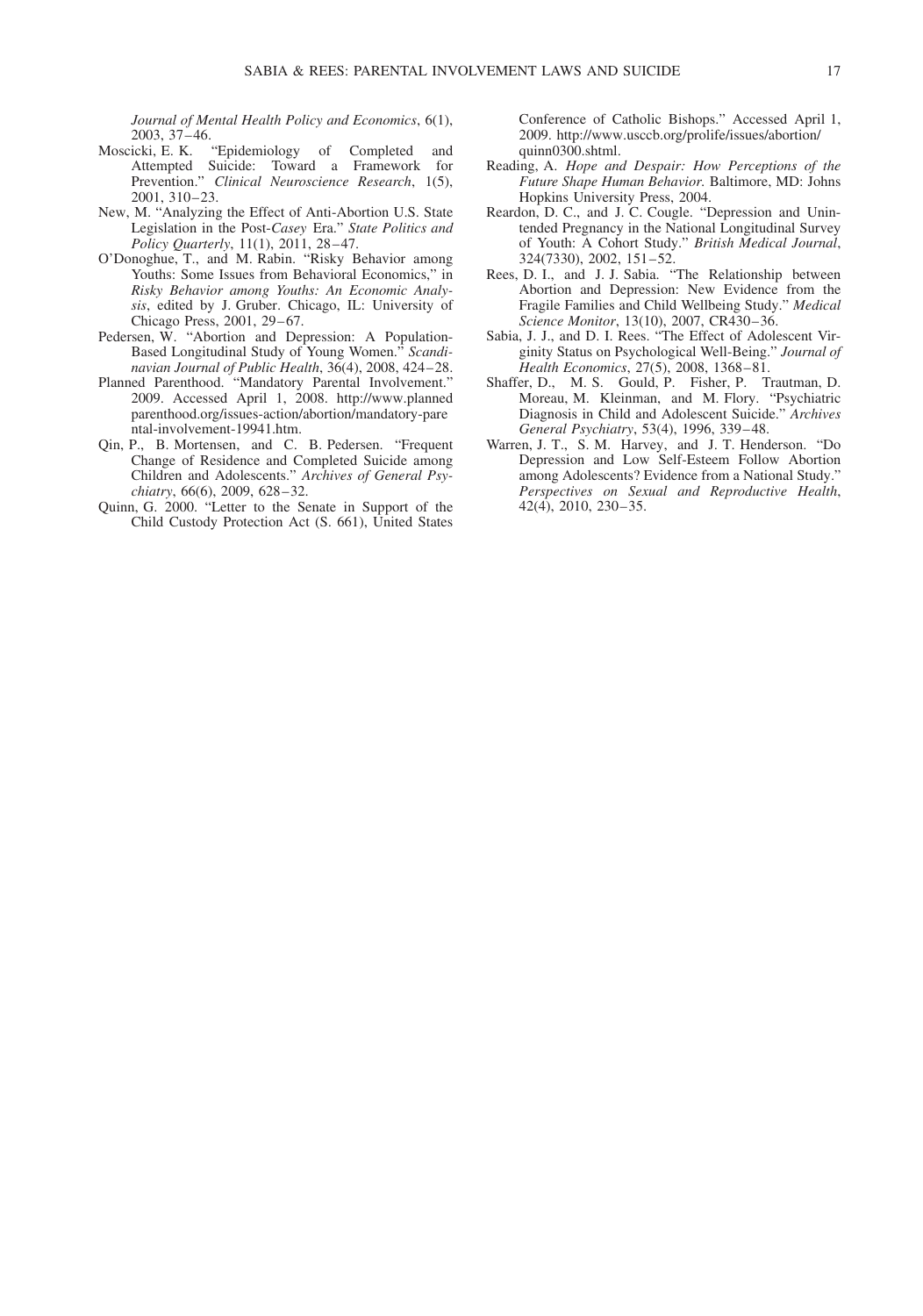*Journal of Mental Health Policy and Economics*, 6(1), 2003, 37–46.

Moscicki, E. K. "Epidemiology of Completed and Attempted Suicide: Toward a Framework for Prevention." *Clinical Neuroscience Research*, 1(5), 2001, 310–23.

New, M. "Analyzing the Effect of Anti-Abortion U.S. State Legislation in the Post-*Casey* Era." *State Politics and Policy Quarterly*, 11(1), 2011, 28–47.

O'Donoghue, T., and M. Rabin. "Risky Behavior among Youths: Some Issues from Behavioral Economics," in *Risky Behavior among Youths: An Economic Analysis*, edited by J. Gruber. Chicago, IL: University of Chicago Press, 2001, 29–67.

Pedersen, W. "Abortion and Depression: A Population-Based Longitudinal Study of Young Women." *Scandinavian Journal of Public Health*, 36(4), 2008, 424–28.

Planned Parenthood. "Mandatory Parental Involvement." 2009. Accessed April 1, 2008. http://www.plannedparenthood.org/issues-action/abortion/mandatory-parental-involvement-19941.htm.

Qin, P., B. Mortensen, and C. B. Pedersen. "Frequent Change of Residence and Completed Suicide among Children and Adolescents." *Archives of General Psychiatry*, 66(6), 2009, 628–32.

Quinn, G. 2000. "Letter to the Senate in Support of the Child Custody Protection Act (S. 661), United States Conference of Catholic Bishops." Accessed April 1, 2009. http://www.usccb.org/prolife/issues/abortion/quinn0300.shtml.

Reading, A. *Hope and Despair: How Perceptions of the Future Shape Human Behavior.* Baltimore, MD: Johns Hopkins University Press, 2004.

Reardon, D. C., and J. C. Cougle. "Depression and Unintended Pregnancy in the National Longitudinal Survey of Youth: A Cohort Study." *British Medical Journal*, 324(7330), 2002, 151–52.

Rees, D. I., and J. J. Sabia. "The Relationship between Abortion and Depression: New Evidence from the Fragile Families and Child Wellbeing Study." *Medical Science Monitor*, 13(10), 2007, CR430–36.

Sabia, J. J., and D. I. Rees. "The Effect of Adolescent Virginity Status on Psychological Well-Being." *Journal of Health Economics*, 27(5), 2008, 1368–81.

Shaffer, D., M. S. Gould, P. Fisher, P. Trautman, D. Moreau, M. Kleinman, and M. Flory. "Psychiatric Diagnosis in Child and Adolescent Suicide." *Archives General Psychiatry*, 53(4), 1996, 339–48.

Warren, J. T., S. M. Harvey, and J. T. Henderson. "Do Depression and Low Self-Esteem Follow Abortion among Adolescents? Evidence from a National Study." *Perspectives on Sexual and Reproductive Health*, 42(4), 2010, 230–35.